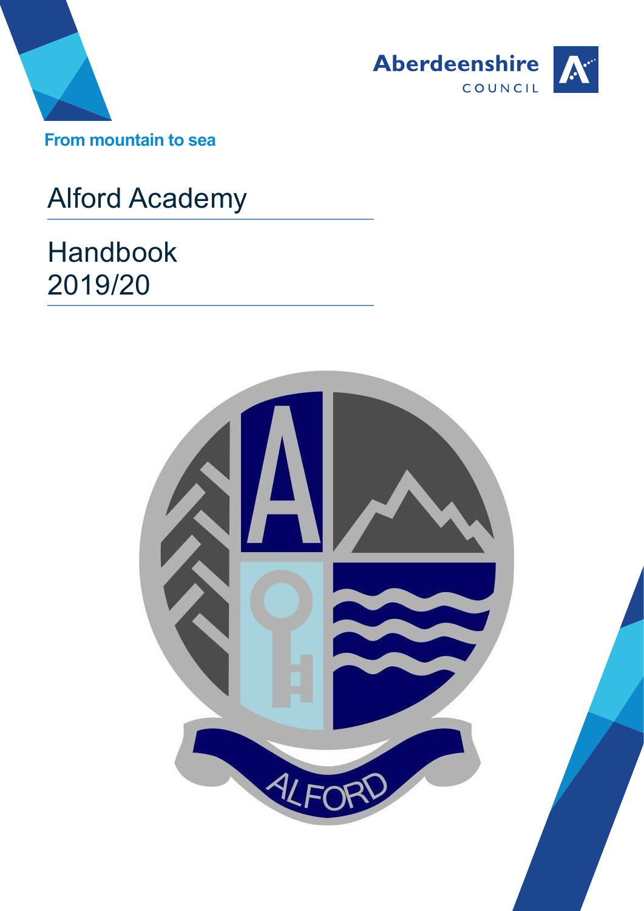Aberdeenshire COUNCIL

From mountain to sea

# Alford Academy

# Handbook 2019/20

ALFORD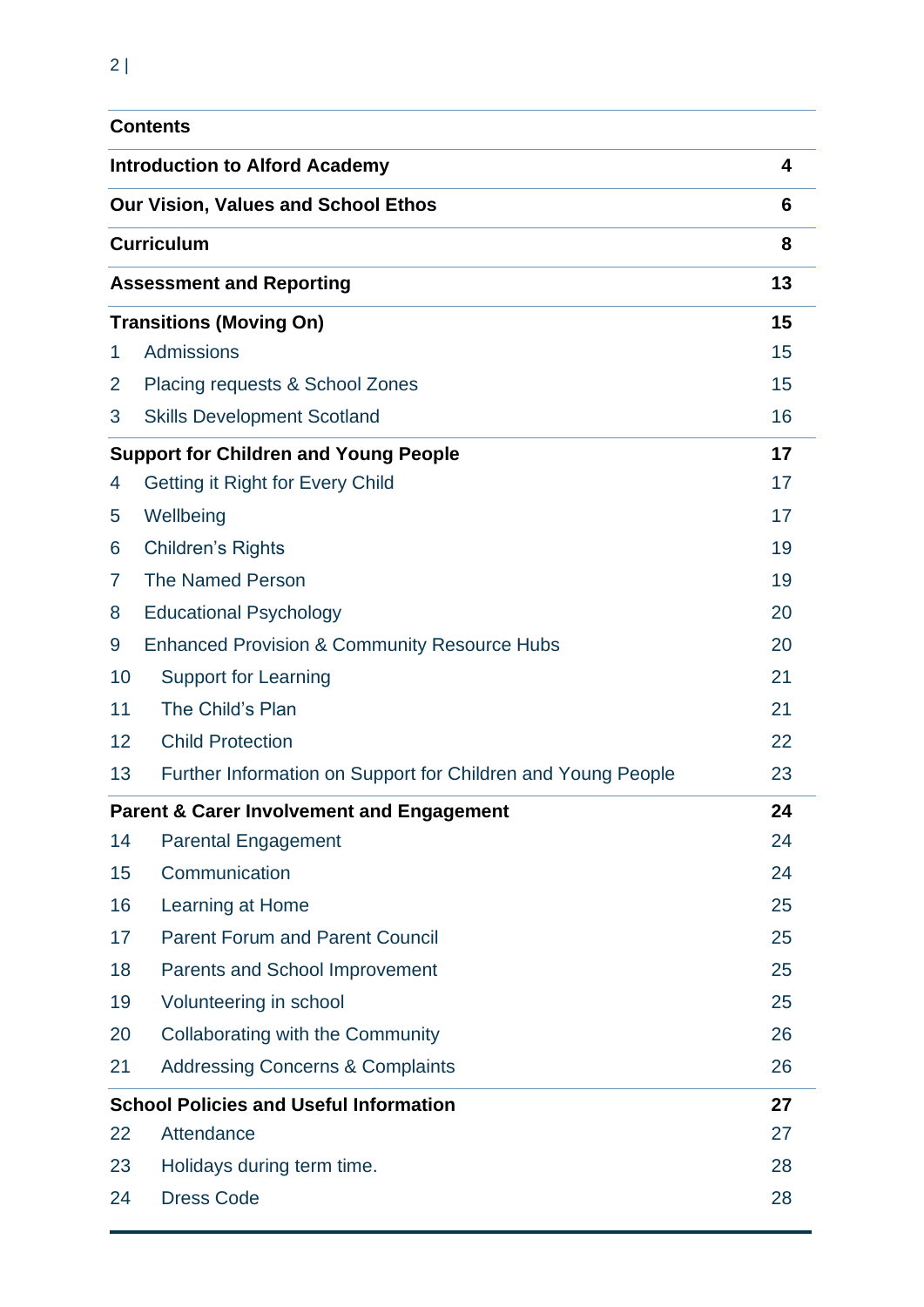## Contents

| | | |
|---|---|---|
| **Introduction to Alford Academy** | | **4** |
| **Our Vision, Values and School Ethos** | | **6** |
| **Curriculum** | | **8** |
| **Assessment and Reporting** | | **13** |
| **Transitions (Moving On)** | | **15** |
| 1 | Admissions | 15 |
| 2 | Placing requests & School Zones | 15 |
| 3 | Skills Development Scotland | 16 |
| **Support for Children and Young People** | | **17** |
| 4 | Getting it Right for Every Child | 17 |
| 5 | Wellbeing | 17 |
| 6 | Children's Rights | 19 |
| 7 | The Named Person | 19 |
| 8 | Educational Psychology | 20 |
| 9 | Enhanced Provision & Community Resource Hubs | 20 |
| 10 | Support for Learning | 21 |
| 11 | The Child's Plan | 21 |
| 12 | Child Protection | 22 |
| 13 | Further Information on Support for Children and Young People | 23 |
| **Parent & Carer Involvement and Engagement** | | **24** |
| 14 | Parental Engagement | 24 |
| 15 | Communication | 24 |
| 16 | Learning at Home | 25 |
| 17 | Parent Forum and Parent Council | 25 |
| 18 | Parents and School Improvement | 25 |
| 19 | Volunteering in school | 25 |
| 20 | Collaborating with the Community | 26 |
| 21 | Addressing Concerns & Complaints | 26 |
| **School Policies and Useful Information** | | **27** |
| 22 | Attendance | 27 |
| 23 | Holidays during term time. | 28 |
| 24 | Dress Code | 28 |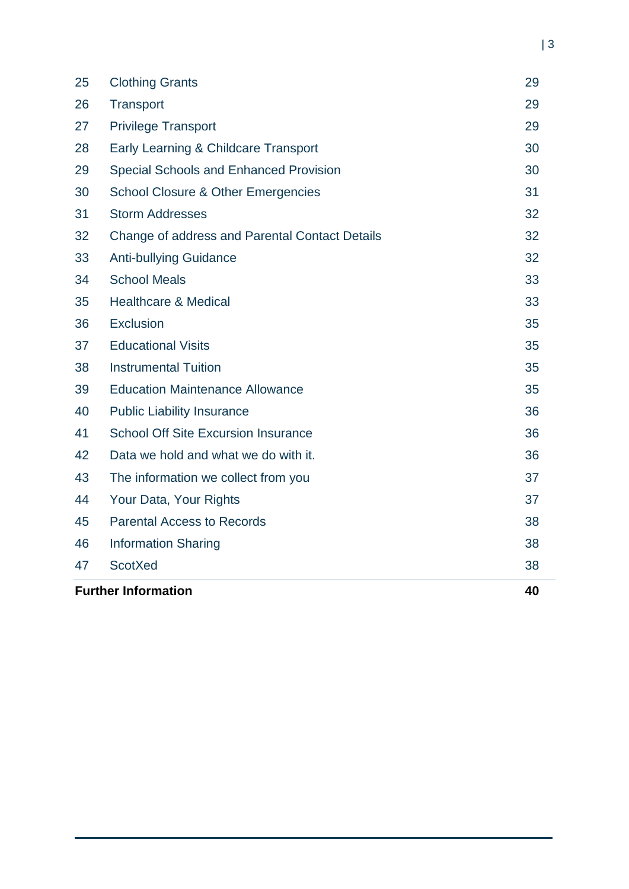| | | |
|---|---|---|
| 25 | Clothing Grants | 29 |
| 26 | Transport | 29 |
| 27 | Privilege Transport | 29 |
| 28 | Early Learning & Childcare Transport | 30 |
| 29 | Special Schools and Enhanced Provision | 30 |
| 30 | School Closure & Other Emergencies | 31 |
| 31 | Storm Addresses | 32 |
| 32 | Change of address and Parental Contact Details | 32 |
| 33 | Anti-bullying Guidance | 32 |
| 34 | School Meals | 33 |
| 35 | Healthcare & Medical | 33 |
| 36 | Exclusion | 35 |
| 37 | Educational Visits | 35 |
| 38 | Instrumental Tuition | 35 |
| 39 | Education Maintenance Allowance | 35 |
| 40 | Public Liability Insurance | 36 |
| 41 | School Off Site Excursion Insurance | 36 |
| 42 | Data we hold and what we do with it. | 36 |
| 43 | The information we collect from you | 37 |
| 44 | Your Data, Your Rights | 37 |
| 45 | Parental Access to Records | 38 |
| 46 | Information Sharing | 38 |
| 47 | ScotXed | 38 |
| **Further Information** | | **40** |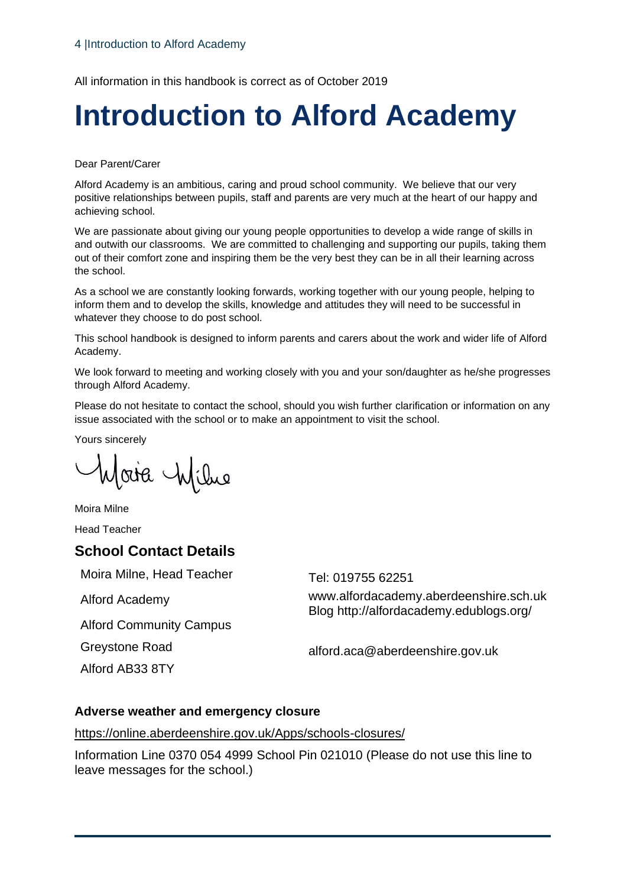All information in this handbook is correct as of October 2019

# Introduction to Alford Academy

Dear Parent/Carer

Alford Academy is an ambitious, caring and proud school community. We believe that our very positive relationships between pupils, staff and parents are very much at the heart of our happy and achieving school.

We are passionate about giving our young people opportunities to develop a wide range of skills in and outwith our classrooms. We are committed to challenging and supporting our pupils, taking them out of their comfort zone and inspiring them be the very best they can be in all their learning across the school.

As a school we are constantly looking forwards, working together with our young people, helping to inform them and to develop the skills, knowledge and attitudes they will need to be successful in whatever they choose to do post school.

This school handbook is designed to inform parents and carers about the work and wider life of Alford Academy.

We look forward to meeting and working closely with you and your son/daughter as he/she progresses through Alford Academy.

Please do not hesitate to contact the school, should you wish further clarification or information on any issue associated with the school or to make an appointment to visit the school.

Yours sincerely

Moira Milne

Moira Milne

Head Teacher

## School Contact Details

Moira Milne, Head Teacher

Alford Academy

Alford Community Campus

Greystone Road

Alford AB33 8TY

Tel: 019755 62251

www.alfordacademy.aberdeenshire.sch.uk
Blog http://alfordacademy.edublogs.org/

alford.aca@aberdeenshire.gov.uk

### Adverse weather and emergency closure

https://online.aberdeenshire.gov.uk/Apps/schools-closures/

Information Line 0370 054 4999 School Pin 021010 (Please do not use this line to leave messages for the school.)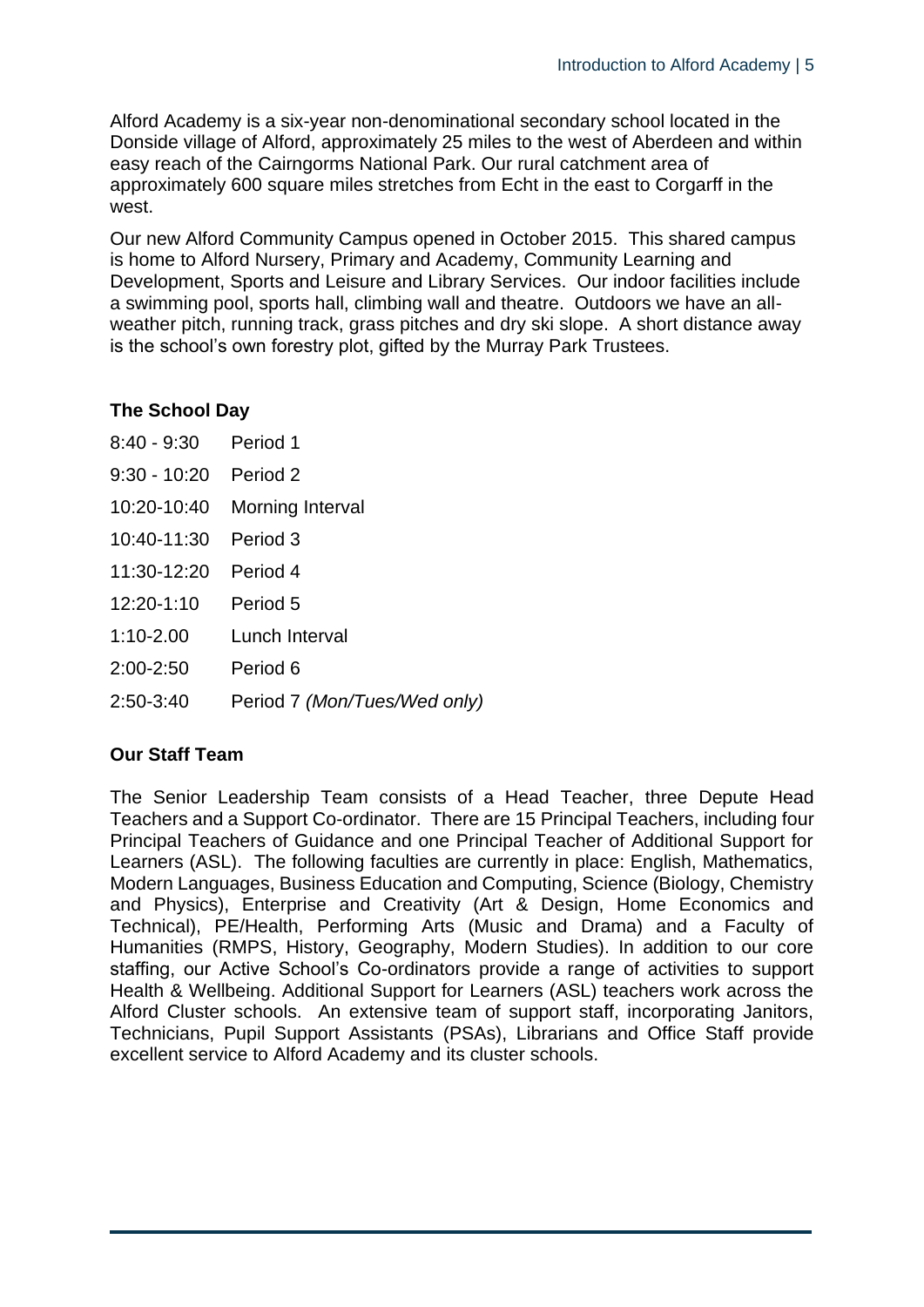Alford Academy is a six-year non-denominational secondary school located in the Donside village of Alford, approximately 25 miles to the west of Aberdeen and within easy reach of the Cairngorms National Park. Our rural catchment area of approximately 600 square miles stretches from Echt in the east to Corgarff in the west.

Our new Alford Community Campus opened in October 2015. This shared campus is home to Alford Nursery, Primary and Academy, Community Learning and Development, Sports and Leisure and Library Services. Our indoor facilities include a swimming pool, sports hall, climbing wall and theatre. Outdoors we have an all-weather pitch, running track, grass pitches and dry ski slope. A short distance away is the school's own forestry plot, gifted by the Murray Park Trustees.

## The School Day

| | |
|---|---|
| 8:40 - 9:30 | Period 1 |
| 9:30 - 10:20 | Period 2 |
| 10:20-10:40 | Morning Interval |
| 10:40-11:30 | Period 3 |
| 11:30-12:20 | Period 4 |
| 12:20-1:10 | Period 5 |
| 1:10-2.00 | Lunch Interval |
| 2:00-2:50 | Period 6 |
| 2:50-3:40 | Period 7 *(Mon/Tues/Wed only)* |

## Our Staff Team

The Senior Leadership Team consists of a Head Teacher, three Depute Head Teachers and a Support Co-ordinator. There are 15 Principal Teachers, including four Principal Teachers of Guidance and one Principal Teacher of Additional Support for Learners (ASL). The following faculties are currently in place: English, Mathematics, Modern Languages, Business Education and Computing, Science (Biology, Chemistry and Physics), Enterprise and Creativity (Art & Design, Home Economics and Technical), PE/Health, Performing Arts (Music and Drama) and a Faculty of Humanities (RMPS, History, Geography, Modern Studies). In addition to our core staffing, our Active School's Co-ordinators provide a range of activities to support Health & Wellbeing. Additional Support for Learners (ASL) teachers work across the Alford Cluster schools. An extensive team of support staff, incorporating Janitors, Technicians, Pupil Support Assistants (PSAs), Librarians and Office Staff provide excellent service to Alford Academy and its cluster schools.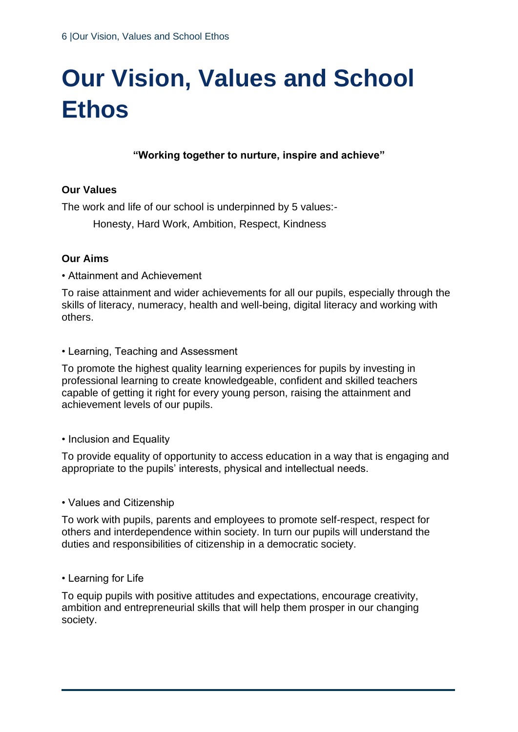# Our Vision, Values and School Ethos

**"Working together to nurture, inspire and achieve"**

**Our Values**

The work and life of our school is underpinned by 5 values:-

Honesty, Hard Work, Ambition, Respect, Kindness

**Our Aims**

• Attainment and Achievement

To raise attainment and wider achievements for all our pupils, especially through the skills of literacy, numeracy, health and well-being, digital literacy and working with others.

• Learning, Teaching and Assessment

To promote the highest quality learning experiences for pupils by investing in professional learning to create knowledgeable, confident and skilled teachers capable of getting it right for every young person, raising the attainment and achievement levels of our pupils.

• Inclusion and Equality

To provide equality of opportunity to access education in a way that is engaging and appropriate to the pupils' interests, physical and intellectual needs.

• Values and Citizenship

To work with pupils, parents and employees to promote self-respect, respect for others and interdependence within society. In turn our pupils will understand the duties and responsibilities of citizenship in a democratic society.

• Learning for Life

To equip pupils with positive attitudes and expectations, encourage creativity, ambition and entrepreneurial skills that will help them prosper in our changing society.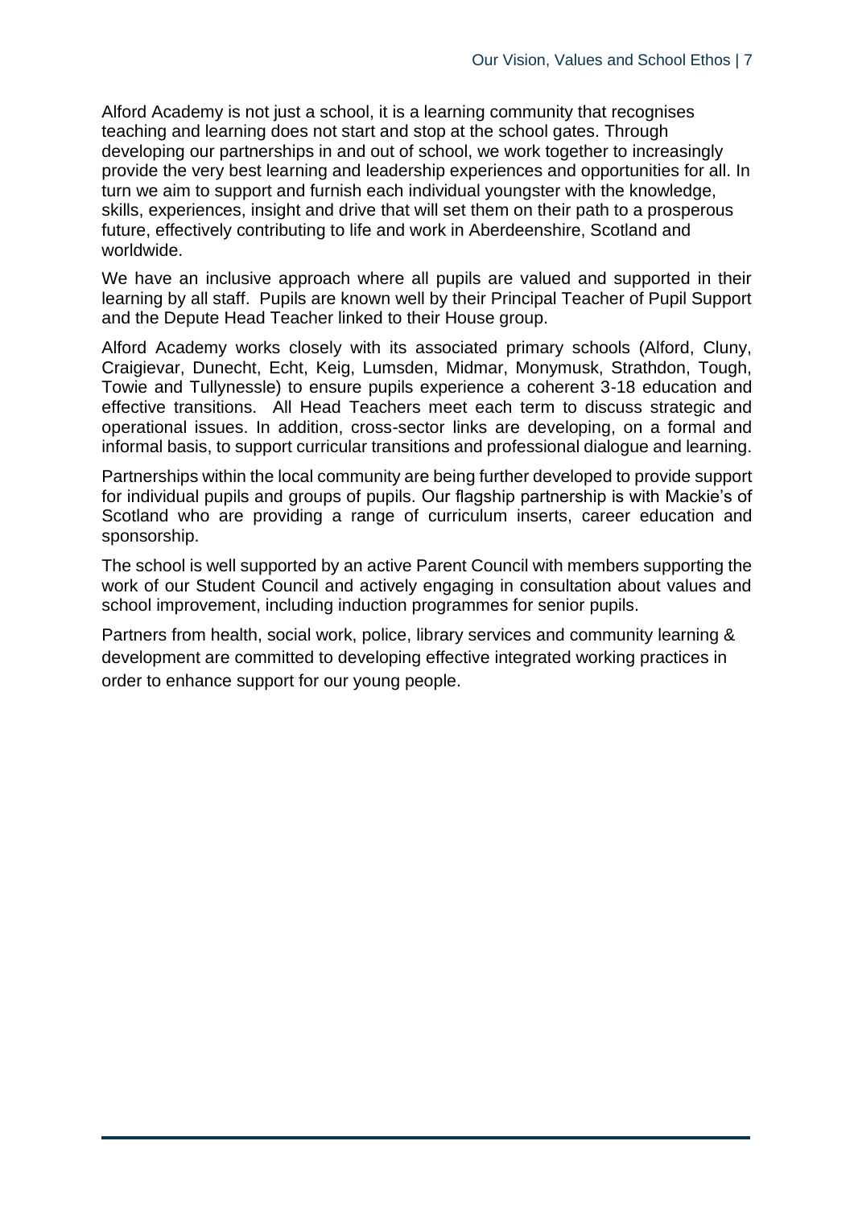Alford Academy is not just a school, it is a learning community that recognises teaching and learning does not start and stop at the school gates. Through developing our partnerships in and out of school, we work together to increasingly provide the very best learning and leadership experiences and opportunities for all. In turn we aim to support and furnish each individual youngster with the knowledge, skills, experiences, insight and drive that will set them on their path to a prosperous future, effectively contributing to life and work in Aberdeenshire, Scotland and worldwide.

We have an inclusive approach where all pupils are valued and supported in their learning by all staff. Pupils are known well by their Principal Teacher of Pupil Support and the Depute Head Teacher linked to their House group.

Alford Academy works closely with its associated primary schools (Alford, Cluny, Craigievar, Dunecht, Echt, Keig, Lumsden, Midmar, Monymusk, Strathdon, Tough, Towie and Tullynessle) to ensure pupils experience a coherent 3-18 education and effective transitions. All Head Teachers meet each term to discuss strategic and operational issues. In addition, cross-sector links are developing, on a formal and informal basis, to support curricular transitions and professional dialogue and learning.

Partnerships within the local community are being further developed to provide support for individual pupils and groups of pupils. Our flagship partnership is with Mackie's of Scotland who are providing a range of curriculum inserts, career education and sponsorship.

The school is well supported by an active Parent Council with members supporting the work of our Student Council and actively engaging in consultation about values and school improvement, including induction programmes for senior pupils.

Partners from health, social work, police, library services and community learning & development are committed to developing effective integrated working practices in order to enhance support for our young people.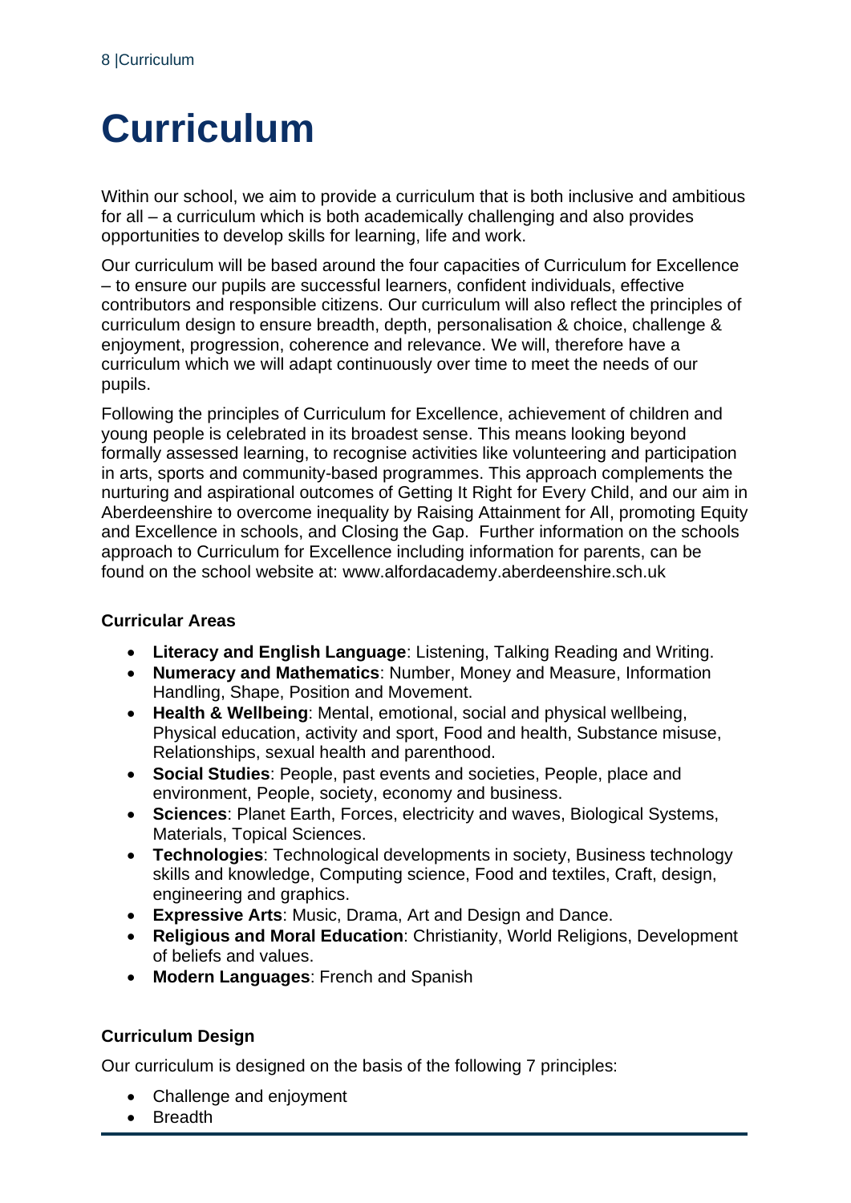# Curriculum

Within our school, we aim to provide a curriculum that is both inclusive and ambitious for all – a curriculum which is both academically challenging and also provides opportunities to develop skills for learning, life and work.

Our curriculum will be based around the four capacities of Curriculum for Excellence – to ensure our pupils are successful learners, confident individuals, effective contributors and responsible citizens. Our curriculum will also reflect the principles of curriculum design to ensure breadth, depth, personalisation & choice, challenge & enjoyment, progression, coherence and relevance. We will, therefore have a curriculum which we will adapt continuously over time to meet the needs of our pupils.

Following the principles of Curriculum for Excellence, achievement of children and young people is celebrated in its broadest sense. This means looking beyond formally assessed learning, to recognise activities like volunteering and participation in arts, sports and community-based programmes. This approach complements the nurturing and aspirational outcomes of Getting It Right for Every Child, and our aim in Aberdeenshire to overcome inequality by Raising Attainment for All, promoting Equity and Excellence in schools, and Closing the Gap. Further information on the schools approach to Curriculum for Excellence including information for parents, can be found on the school website at: www.alfordacademy.aberdeenshire.sch.uk

### Curricular Areas

- **Literacy and English Language**: Listening, Talking Reading and Writing.
- **Numeracy and Mathematics**: Number, Money and Measure, Information Handling, Shape, Position and Movement.
- **Health & Wellbeing**: Mental, emotional, social and physical wellbeing, Physical education, activity and sport, Food and health, Substance misuse, Relationships, sexual health and parenthood.
- **Social Studies**: People, past events and societies, People, place and environment, People, society, economy and business.
- **Sciences**: Planet Earth, Forces, electricity and waves, Biological Systems, Materials, Topical Sciences.
- **Technologies**: Technological developments in society, Business technology skills and knowledge, Computing science, Food and textiles, Craft, design, engineering and graphics.
- **Expressive Arts**: Music, Drama, Art and Design and Dance.
- **Religious and Moral Education**: Christianity, World Religions, Development of beliefs and values.
- **Modern Languages**: French and Spanish

### Curriculum Design

Our curriculum is designed on the basis of the following 7 principles:

- Challenge and enjoyment
- Breadth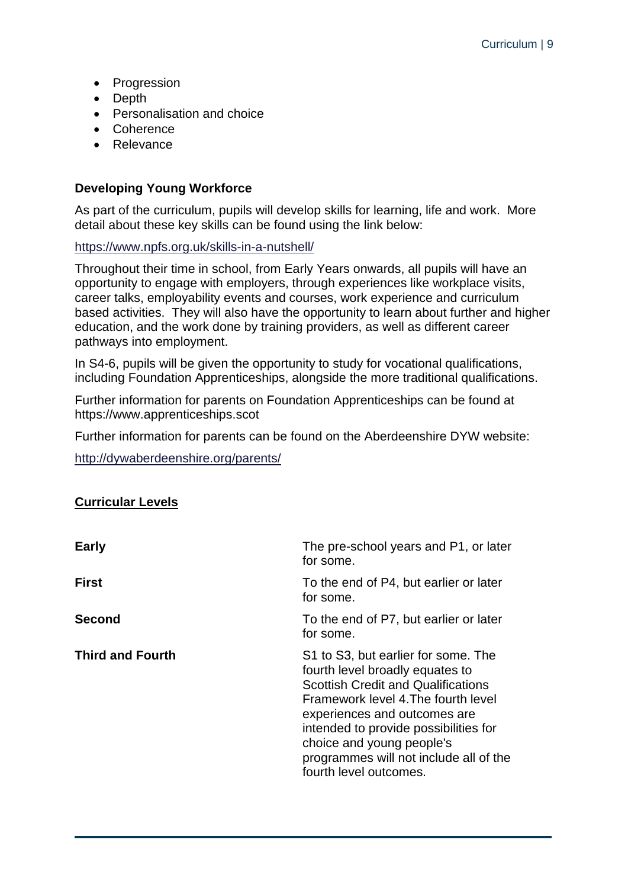- Progression
- Depth
- Personalisation and choice
- Coherence
- Relevance

### Developing Young Workforce

As part of the curriculum, pupils will develop skills for learning, life and work. More detail about these key skills can be found using the link below:

https://www.npfs.org.uk/skills-in-a-nutshell/

Throughout their time in school, from Early Years onwards, all pupils will have an opportunity to engage with employers, through experiences like workplace visits, career talks, employability events and courses, work experience and curriculum based activities. They will also have the opportunity to learn about further and higher education, and the work done by training providers, as well as different career pathways into employment.

In S4-6, pupils will be given the opportunity to study for vocational qualifications, including Foundation Apprenticeships, alongside the more traditional qualifications.

Further information for parents on Foundation Apprenticeships can be found at https://www.apprenticeships.scot

Further information for parents can be found on the Aberdeenshire DYW website:

http://dywaberdeenshire.org/parents/

### Curricular Levels

| | |
|---|---|
| **Early** | The pre-school years and P1, or later for some. |
| **First** | To the end of P4, but earlier or later for some. |
| **Second** | To the end of P7, but earlier or later for some. |
| **Third and Fourth** | S1 to S3, but earlier for some. The fourth level broadly equates to Scottish Credit and Qualifications Framework level 4.The fourth level experiences and outcomes are intended to provide possibilities for choice and young people's programmes will not include all of the fourth level outcomes. |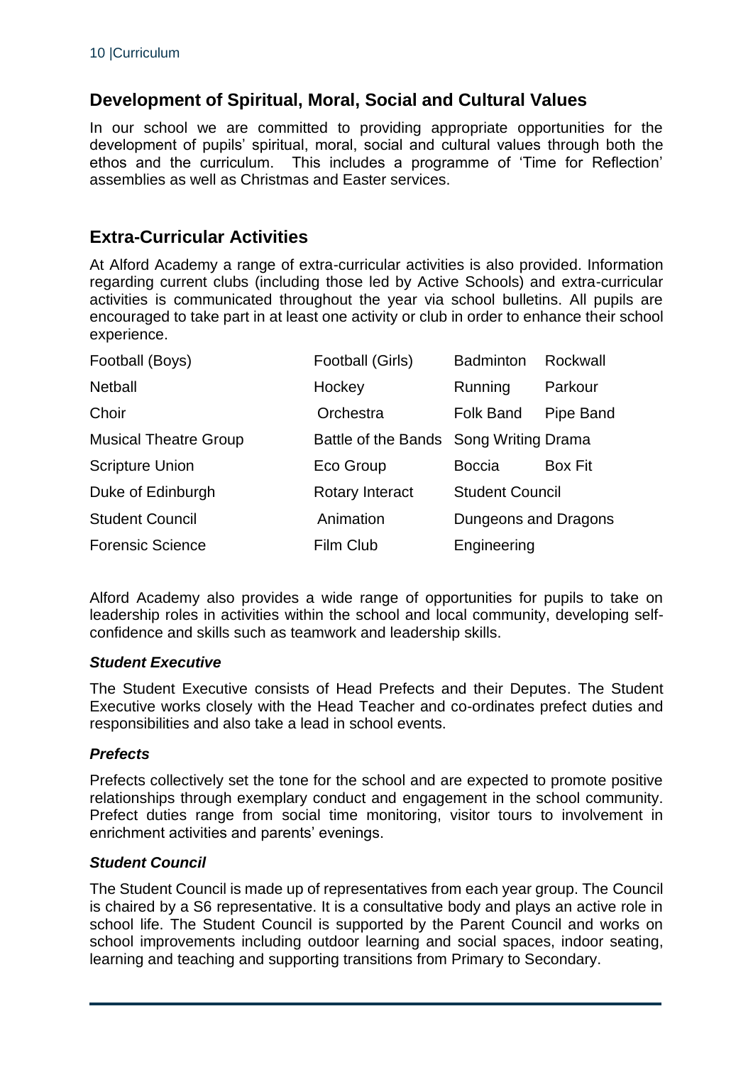## Development of Spiritual, Moral, Social and Cultural Values

In our school we are committed to providing appropriate opportunities for the development of pupils' spiritual, moral, social and cultural values through both the ethos and the curriculum. This includes a programme of 'Time for Reflection' assemblies as well as Christmas and Easter services.

## Extra-Curricular Activities

At Alford Academy a range of extra-curricular activities is also provided. Information regarding current clubs (including those led by Active Schools) and extra-curricular activities is communicated throughout the year via school bulletins. All pupils are encouraged to take part in at least one activity or club in order to enhance their school experience.

| | | | |
|---|---|---|---|
| Football (Boys) | Football (Girls) | Badminton | Rockwall |
| Netball | Hockey | Running | Parkour |
| Choir | Orchestra | Folk Band | Pipe Band |
| Musical Theatre Group | Battle of the Bands | Song Writing | Drama |
| Scripture Union | Eco Group | Boccia | Box Fit |
| Duke of Edinburgh | Rotary Interact | Student Council | |
| Student Council | Animation | Dungeons and Dragons | |
| Forensic Science | Film Club | Engineering | |

Alford Academy also provides a wide range of opportunities for pupils to take on leadership roles in activities within the school and local community, developing self-confidence and skills such as teamwork and leadership skills.

### *Student Executive*

The Student Executive consists of Head Prefects and their Deputes. The Student Executive works closely with the Head Teacher and co-ordinates prefect duties and responsibilities and also take a lead in school events.

### *Prefects*

Prefects collectively set the tone for the school and are expected to promote positive relationships through exemplary conduct and engagement in the school community. Prefect duties range from social time monitoring, visitor tours to involvement in enrichment activities and parents' evenings.

### *Student Council*

The Student Council is made up of representatives from each year group. The Council is chaired by a S6 representative. It is a consultative body and plays an active role in school life. The Student Council is supported by the Parent Council and works on school improvements including outdoor learning and social spaces, indoor seating, learning and teaching and supporting transitions from Primary to Secondary.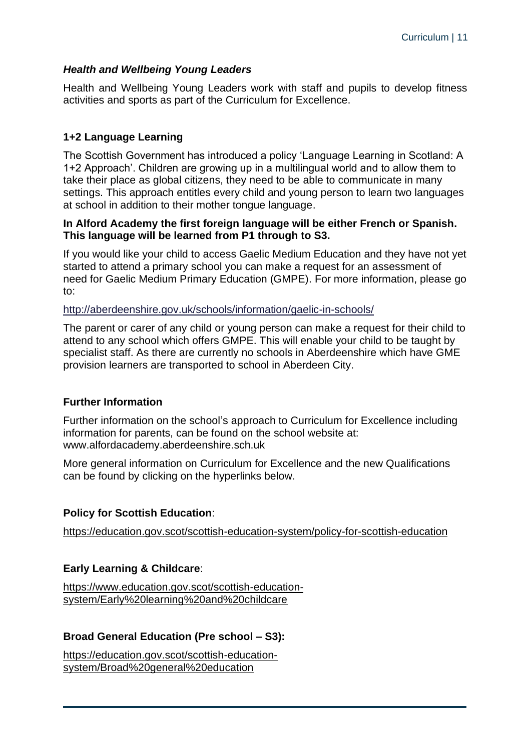### *Health and Wellbeing Young Leaders*

Health and Wellbeing Young Leaders work with staff and pupils to develop fitness activities and sports as part of the Curriculum for Excellence.

### 1+2 Language Learning

The Scottish Government has introduced a policy 'Language Learning in Scotland: A 1+2 Approach'. Children are growing up in a multilingual world and to allow them to take their place as global citizens, they need to be able to communicate in many settings. This approach entitles every child and young person to learn two languages at school in addition to their mother tongue language.

**In Alford Academy the first foreign language will be either French or Spanish. This language will be learned from P1 through to S3.**

If you would like your child to access Gaelic Medium Education and they have not yet started to attend a primary school you can make a request for an assessment of need for Gaelic Medium Primary Education (GMPE). For more information, please go to:

http://aberdeenshire.gov.uk/schools/information/gaelic-in-schools/

The parent or carer of any child or young person can make a request for their child to attend to any school which offers GMPE. This will enable your child to be taught by specialist staff. As there are currently no schools in Aberdeenshire which have GME provision learners are transported to school in Aberdeen City.

### Further Information

Further information on the school's approach to Curriculum for Excellence including information for parents, can be found on the school website at: www.alfordacademy.aberdeenshire.sch.uk

More general information on Curriculum for Excellence and the new Qualifications can be found by clicking on the hyperlinks below.

### Policy for Scottish Education:

https://education.gov.scot/scottish-education-system/policy-for-scottish-education

### Early Learning & Childcare:

https://www.education.gov.scot/scottish-education-system/Early%20learning%20and%20childcare

### Broad General Education (Pre school – S3):

https://education.gov.scot/scottish-education-system/Broad%20general%20education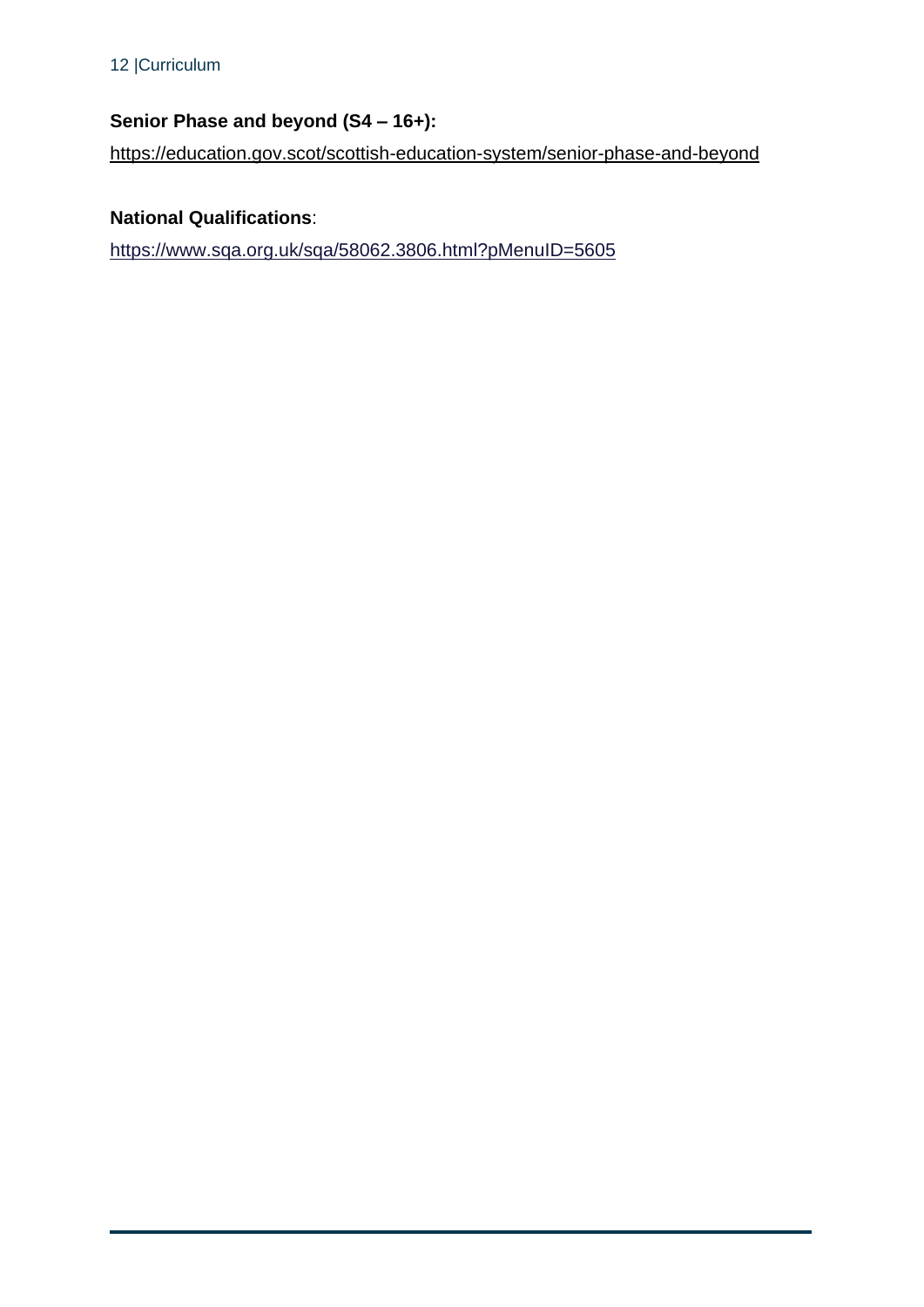**Senior Phase and beyond (S4 – 16+):**

https://education.gov.scot/scottish-education-system/senior-phase-and-beyond

**National Qualifications**:

https://www.sqa.org.uk/sqa/58062.3806.html?pMenuID=5605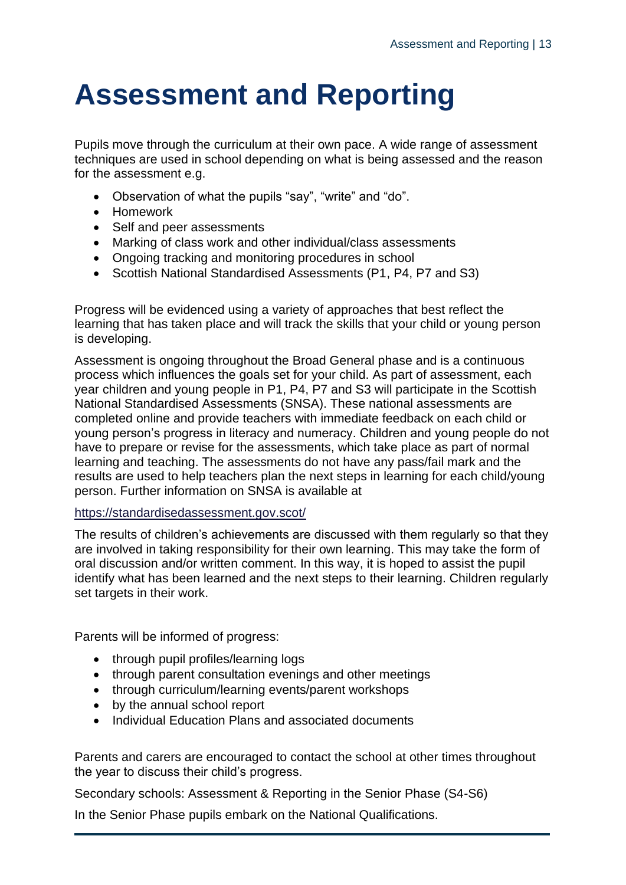# Assessment and Reporting

Pupils move through the curriculum at their own pace. A wide range of assessment techniques are used in school depending on what is being assessed and the reason for the assessment e.g.

- Observation of what the pupils “say”, “write” and “do”.
- Homework
- Self and peer assessments
- Marking of class work and other individual/class assessments
- Ongoing tracking and monitoring procedures in school
- Scottish National Standardised Assessments (P1, P4, P7 and S3)

Progress will be evidenced using a variety of approaches that best reflect the learning that has taken place and will track the skills that your child or young person is developing.

Assessment is ongoing throughout the Broad General phase and is a continuous process which influences the goals set for your child. As part of assessment, each year children and young people in P1, P4, P7 and S3 will participate in the Scottish National Standardised Assessments (SNSA). These national assessments are completed online and provide teachers with immediate feedback on each child or young person’s progress in literacy and numeracy. Children and young people do not have to prepare or revise for the assessments, which take place as part of normal learning and teaching. The assessments do not have any pass/fail mark and the results are used to help teachers plan the next steps in learning for each child/young person. Further information on SNSA is available at

https://standardisedassessment.gov.scot/

The results of children’s achievements are discussed with them regularly so that they are involved in taking responsibility for their own learning. This may take the form of oral discussion and/or written comment. In this way, it is hoped to assist the pupil identify what has been learned and the next steps to their learning. Children regularly set targets in their work.

Parents will be informed of progress:

- through pupil profiles/learning logs
- through parent consultation evenings and other meetings
- through curriculum/learning events/parent workshops
- by the annual school report
- Individual Education Plans and associated documents

Parents and carers are encouraged to contact the school at other times throughout the year to discuss their child’s progress.

Secondary schools: Assessment & Reporting in the Senior Phase (S4-S6)

In the Senior Phase pupils embark on the National Qualifications.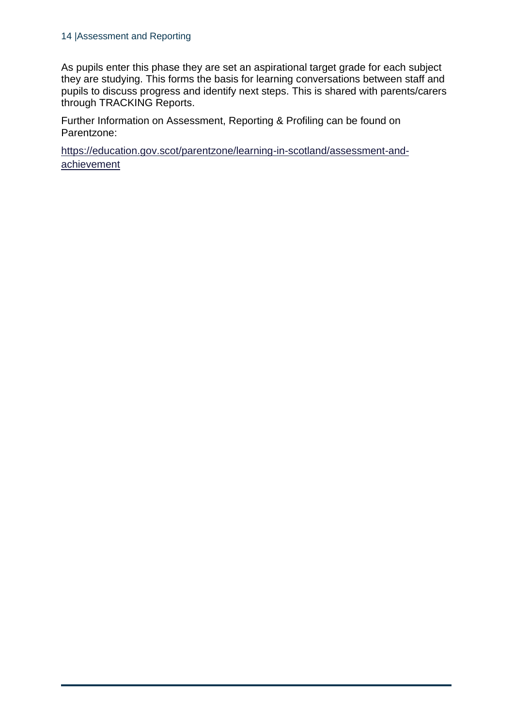As pupils enter this phase they are set an aspirational target grade for each subject they are studying. This forms the basis for learning conversations between staff and pupils to discuss progress and identify next steps. This is shared with parents/carers through TRACKING Reports.

Further Information on Assessment, Reporting & Profiling can be found on Parentzone:

https://education.gov.scot/parentzone/learning-in-scotland/assessment-and-achievement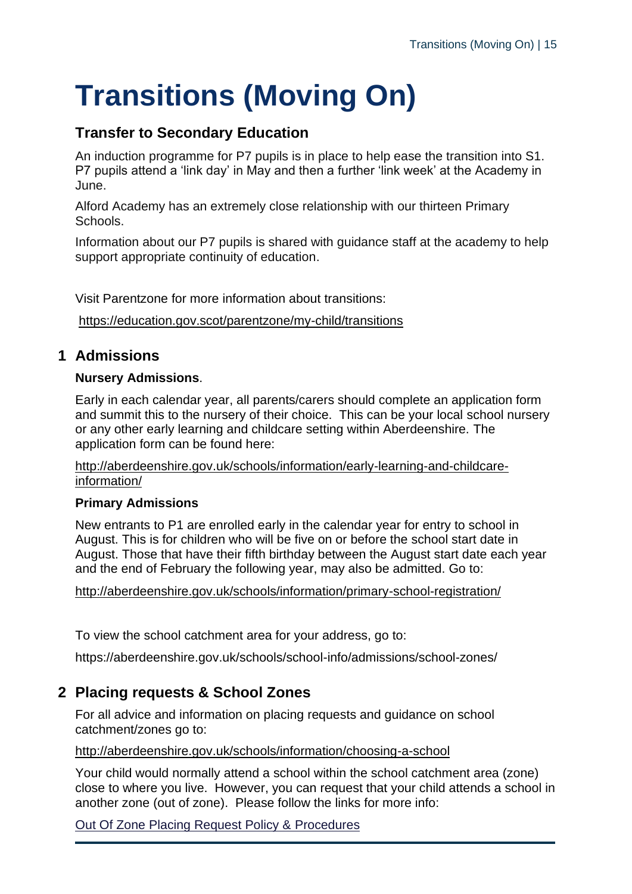# Transitions (Moving On)

## Transfer to Secondary Education

An induction programme for P7 pupils is in place to help ease the transition into S1. P7 pupils attend a 'link day' in May and then a further 'link week' at the Academy in June.

Alford Academy has an extremely close relationship with our thirteen Primary Schools.

Information about our P7 pupils is shared with guidance staff at the academy to help support appropriate continuity of education.

Visit Parentzone for more information about transitions:

https://education.gov.scot/parentzone/my-child/transitions

## 1 Admissions

**Nursery Admissions**.

Early in each calendar year, all parents/carers should complete an application form and summit this to the nursery of their choice. This can be your local school nursery or any other early learning and childcare setting within Aberdeenshire. The application form can be found here:

http://aberdeenshire.gov.uk/schools/information/early-learning-and-childcare-information/

**Primary Admissions**

New entrants to P1 are enrolled early in the calendar year for entry to school in August. This is for children who will be five on or before the school start date in August. Those that have their fifth birthday between the August start date each year and the end of February the following year, may also be admitted. Go to:

http://aberdeenshire.gov.uk/schools/information/primary-school-registration/

To view the school catchment area for your address, go to:

https://aberdeenshire.gov.uk/schools/school-info/admissions/school-zones/

## 2 Placing requests & School Zones

For all advice and information on placing requests and guidance on school catchment/zones go to:

http://aberdeenshire.gov.uk/schools/information/choosing-a-school

Your child would normally attend a school within the school catchment area (zone) close to where you live. However, you can request that your child attends a school in another zone (out of zone). Please follow the links for more info:

Out Of Zone Placing Request Policy & Procedures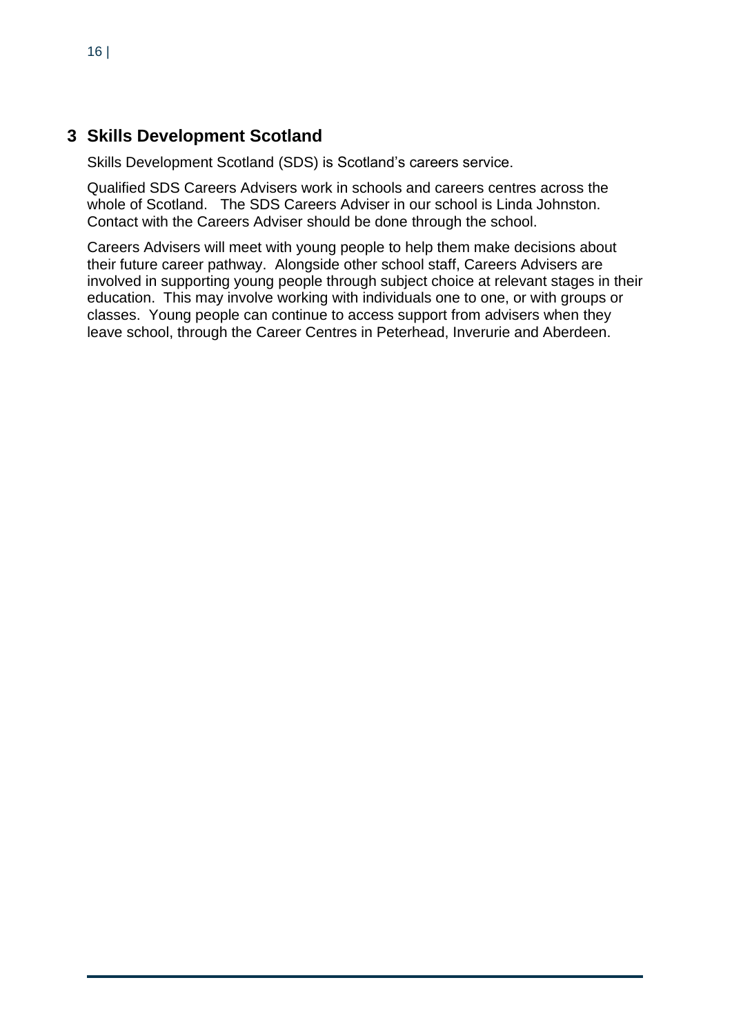## 3 Skills Development Scotland

Skills Development Scotland (SDS) is Scotland's careers service.

Qualified SDS Careers Advisers work in schools and careers centres across the whole of Scotland. The SDS Careers Adviser in our school is Linda Johnston. Contact with the Careers Adviser should be done through the school.

Careers Advisers will meet with young people to help them make decisions about their future career pathway. Alongside other school staff, Careers Advisers are involved in supporting young people through subject choice at relevant stages in their education. This may involve working with individuals one to one, or with groups or classes. Young people can continue to access support from advisers when they leave school, through the Career Centres in Peterhead, Inverurie and Aberdeen.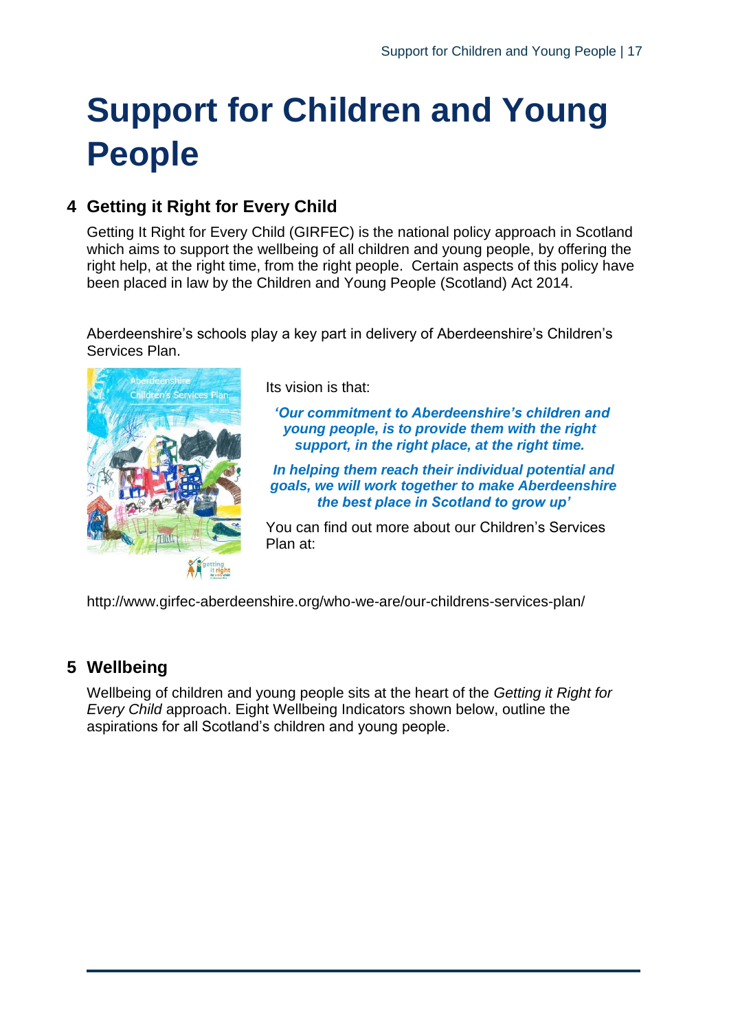# Support for Children and Young People

## 4 Getting it Right for Every Child

Getting It Right for Every Child (GIRFEC) is the national policy approach in Scotland which aims to support the wellbeing of all children and young people, by offering the right help, at the right time, from the right people. Certain aspects of this policy have been placed in law by the Children and Young People (Scotland) Act 2014.

Aberdeenshire's schools play a key part in delivery of Aberdeenshire's Children's Services Plan.

Its vision is that:

***'Our commitment to Aberdeenshire's children and young people, is to provide them with the right support, in the right place, at the right time.***

***In helping them reach their individual potential and goals, we will work together to make Aberdeenshire the best place in Scotland to grow up'***

You can find out more about our Children's Services Plan at:

http://www.girfec-aberdeenshire.org/who-we-are/our-childrens-services-plan/

## 5 Wellbeing

Wellbeing of children and young people sits at the heart of the *Getting it Right for Every Child* approach. Eight Wellbeing Indicators shown below, outline the aspirations for all Scotland's children and young people.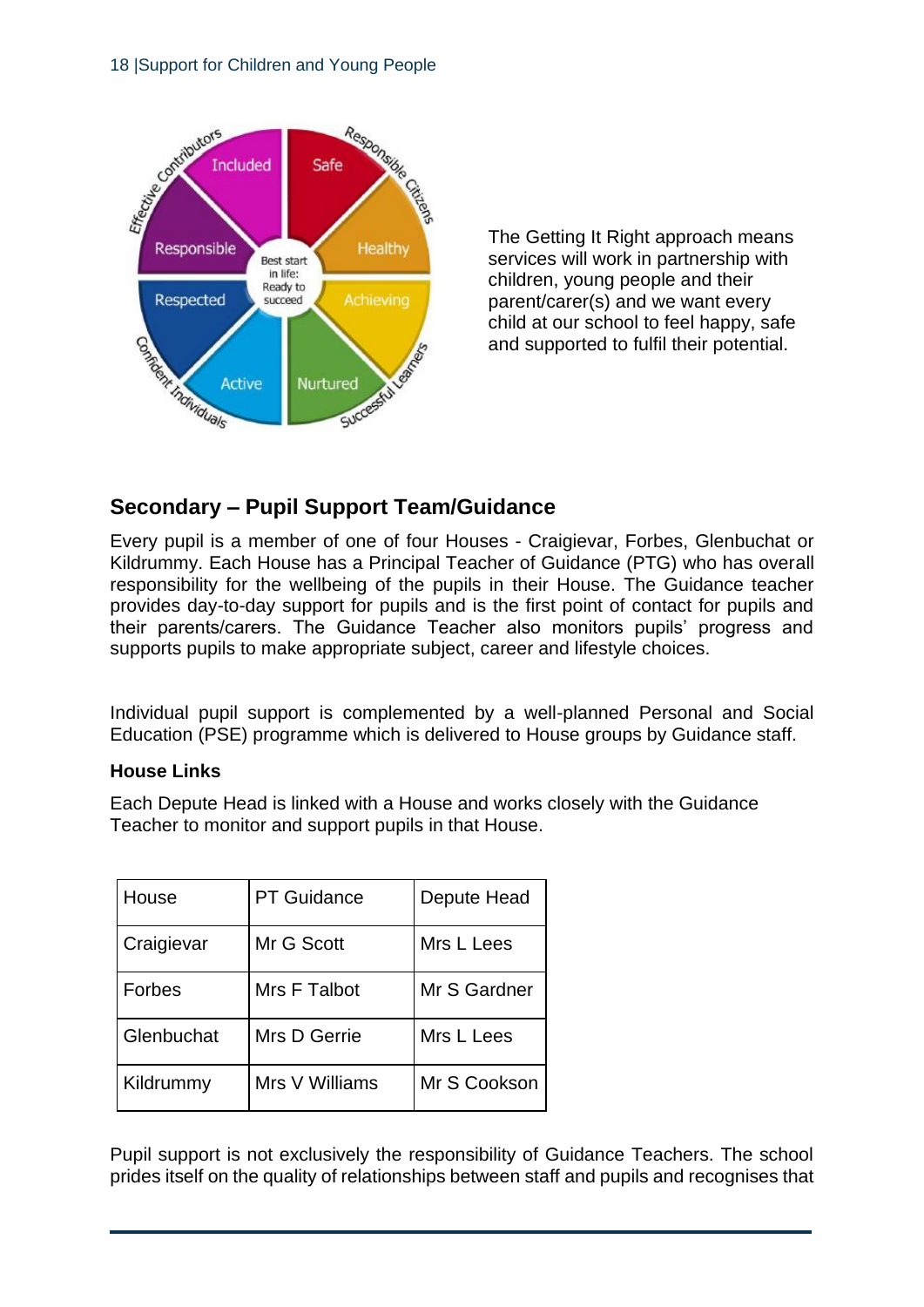The Getting It Right approach means services will work in partnership with children, young people and their parent/carer(s) and we want every child at our school to feel happy, safe and supported to fulfil their potential.

## Secondary – Pupil Support Team/Guidance

Every pupil is a member of one of four Houses - Craigievar, Forbes, Glenbuchat or Kildrummy. Each House has a Principal Teacher of Guidance (PTG) who has overall responsibility for the wellbeing of the pupils in their House. The Guidance teacher provides day-to-day support for pupils and is the first point of contact for pupils and their parents/carers. The Guidance Teacher also monitors pupils' progress and supports pupils to make appropriate subject, career and lifestyle choices.

Individual pupil support is complemented by a well-planned Personal and Social Education (PSE) programme which is delivered to House groups by Guidance staff.

### House Links

Each Depute Head is linked with a House and works closely with the Guidance Teacher to monitor and support pupils in that House.

| House | PT Guidance | Depute Head |
|---|---|---|
| Craigievar | Mr G Scott | Mrs L Lees |
| Forbes | Mrs F Talbot | Mr S Gardner |
| Glenbuchat | Mrs D Gerrie | Mrs L Lees |
| Kildrummy | Mrs V Williams | Mr S Cookson |

Pupil support is not exclusively the responsibility of Guidance Teachers. The school prides itself on the quality of relationships between staff and pupils and recognises that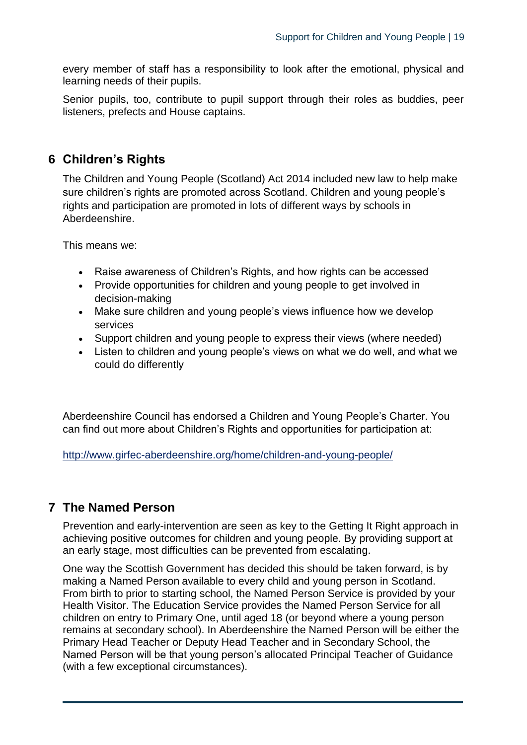every member of staff has a responsibility to look after the emotional, physical and learning needs of their pupils.

Senior pupils, too, contribute to pupil support through their roles as buddies, peer listeners, prefects and House captains.

## 6 Children's Rights

The Children and Young People (Scotland) Act 2014 included new law to help make sure children's rights are promoted across Scotland. Children and young people's rights and participation are promoted in lots of different ways by schools in Aberdeenshire.

This means we:

- Raise awareness of Children's Rights, and how rights can be accessed
- Provide opportunities for children and young people to get involved in decision-making
- Make sure children and young people's views influence how we develop services
- Support children and young people to express their views (where needed)
- Listen to children and young people's views on what we do well, and what we could do differently

Aberdeenshire Council has endorsed a Children and Young People's Charter. You can find out more about Children's Rights and opportunities for participation at:

[http://www.girfec-aberdeenshire.org/home/children-and-young-people/](http://www.girfec-aberdeenshire.org/home/children-and-young-people/)

## 7 The Named Person

Prevention and early-intervention are seen as key to the Getting It Right approach in achieving positive outcomes for children and young people. By providing support at an early stage, most difficulties can be prevented from escalating.

One way the Scottish Government has decided this should be taken forward, is by making a Named Person available to every child and young person in Scotland. From birth to prior to starting school, the Named Person Service is provided by your Health Visitor. The Education Service provides the Named Person Service for all children on entry to Primary One, until aged 18 (or beyond where a young person remains at secondary school). In Aberdeenshire the Named Person will be either the Primary Head Teacher or Deputy Head Teacher and in Secondary School, the Named Person will be that young person's allocated Principal Teacher of Guidance (with a few exceptional circumstances).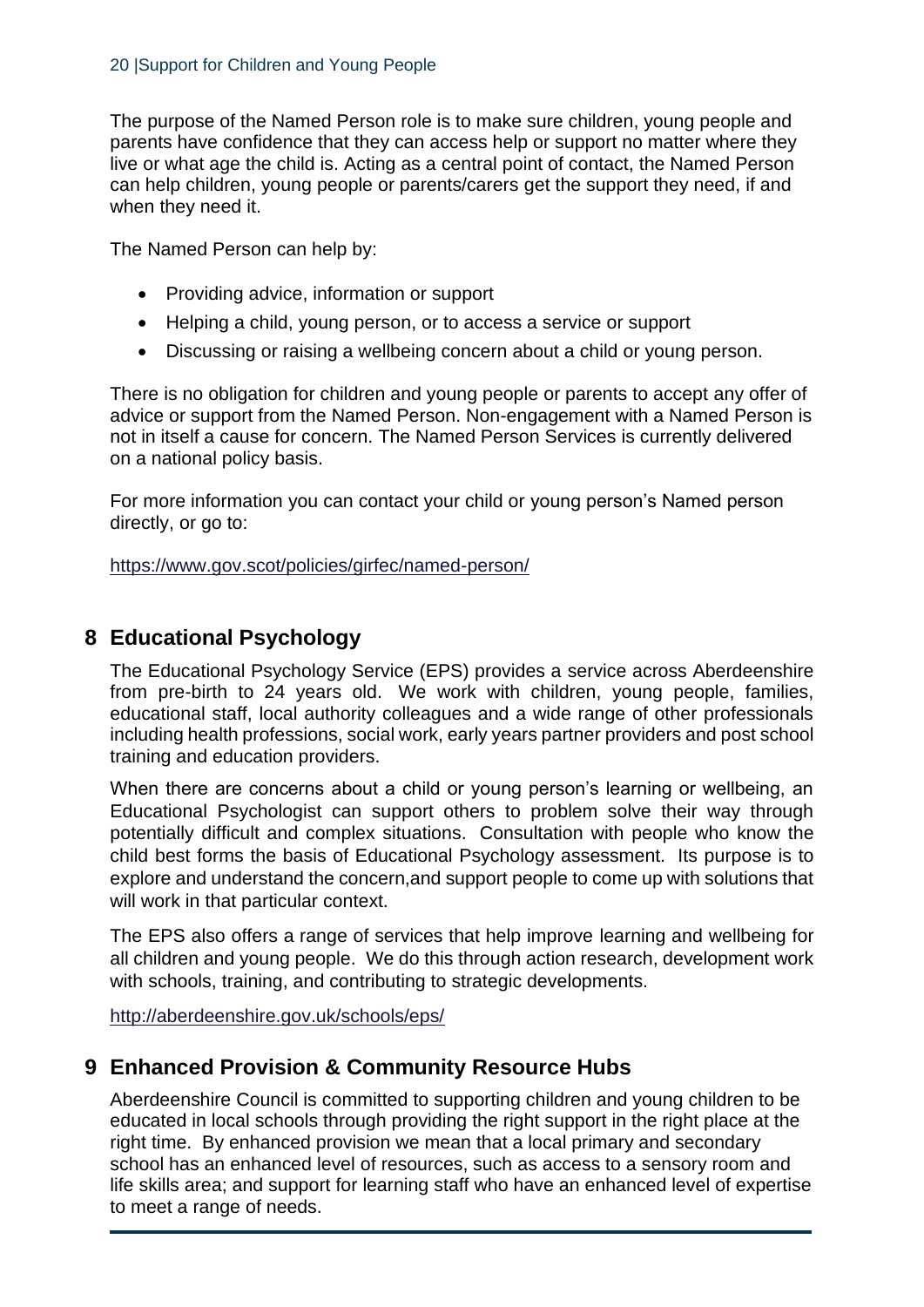The purpose of the Named Person role is to make sure children, young people and parents have confidence that they can access help or support no matter where they live or what age the child is. Acting as a central point of contact, the Named Person can help children, young people or parents/carers get the support they need, if and when they need it.

The Named Person can help by:

- Providing advice, information or support
- Helping a child, young person, or to access a service or support
- Discussing or raising a wellbeing concern about a child or young person.

There is no obligation for children and young people or parents to accept any offer of advice or support from the Named Person. Non-engagement with a Named Person is not in itself a cause for concern. The Named Person Services is currently delivered on a national policy basis.

For more information you can contact your child or young person's Named person directly, or go to:

https://www.gov.scot/policies/girfec/named-person/

## 8 Educational Psychology

The Educational Psychology Service (EPS) provides a service across Aberdeenshire from pre-birth to 24 years old. We work with children, young people, families, educational staff, local authority colleagues and a wide range of other professionals including health professions, social work, early years partner providers and post school training and education providers.

When there are concerns about a child or young person's learning or wellbeing, an Educational Psychologist can support others to problem solve their way through potentially difficult and complex situations. Consultation with people who know the child best forms the basis of Educational Psychology assessment. Its purpose is to explore and understand the concern,and support people to come up with solutions that will work in that particular context.

The EPS also offers a range of services that help improve learning and wellbeing for all children and young people. We do this through action research, development work with schools, training, and contributing to strategic developments.

http://aberdeenshire.gov.uk/schools/eps/

## 9 Enhanced Provision & Community Resource Hubs

Aberdeenshire Council is committed to supporting children and young children to be educated in local schools through providing the right support in the right place at the right time. By enhanced provision we mean that a local primary and secondary school has an enhanced level of resources, such as access to a sensory room and life skills area; and support for learning staff who have an enhanced level of expertise to meet a range of needs.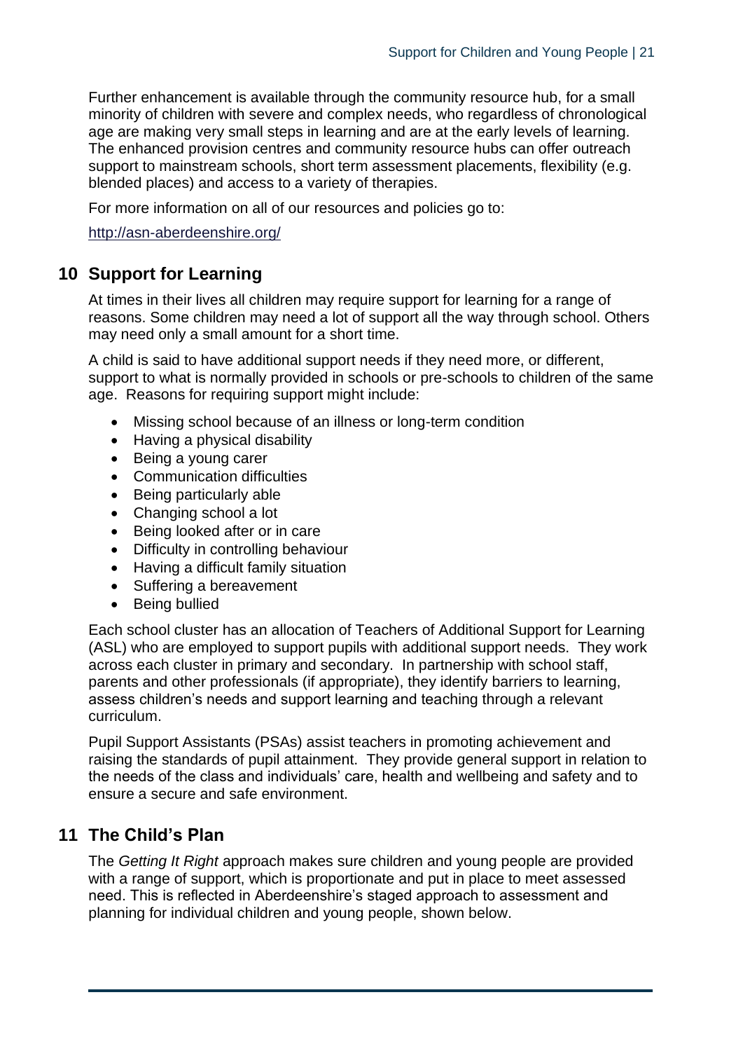Further enhancement is available through the community resource hub, for a small minority of children with severe and complex needs, who regardless of chronological age are making very small steps in learning and are at the early levels of learning. The enhanced provision centres and community resource hubs can offer outreach support to mainstream schools, short term assessment placements, flexibility (e.g. blended places) and access to a variety of therapies.

For more information on all of our resources and policies go to:

http://asn-aberdeenshire.org/

## 10 Support for Learning

At times in their lives all children may require support for learning for a range of reasons. Some children may need a lot of support all the way through school. Others may need only a small amount for a short time.

A child is said to have additional support needs if they need more, or different, support to what is normally provided in schools or pre-schools to children of the same age. Reasons for requiring support might include:

- Missing school because of an illness or long-term condition
- Having a physical disability
- Being a young carer
- Communication difficulties
- Being particularly able
- Changing school a lot
- Being looked after or in care
- Difficulty in controlling behaviour
- Having a difficult family situation
- Suffering a bereavement
- Being bullied

Each school cluster has an allocation of Teachers of Additional Support for Learning (ASL) who are employed to support pupils with additional support needs. They work across each cluster in primary and secondary. In partnership with school staff, parents and other professionals (if appropriate), they identify barriers to learning, assess children's needs and support learning and teaching through a relevant curriculum.

Pupil Support Assistants (PSAs) assist teachers in promoting achievement and raising the standards of pupil attainment. They provide general support in relation to the needs of the class and individuals' care, health and wellbeing and safety and to ensure a secure and safe environment.

## 11 The Child's Plan

The *Getting It Right* approach makes sure children and young people are provided with a range of support, which is proportionate and put in place to meet assessed need. This is reflected in Aberdeenshire's staged approach to assessment and planning for individual children and young people, shown below.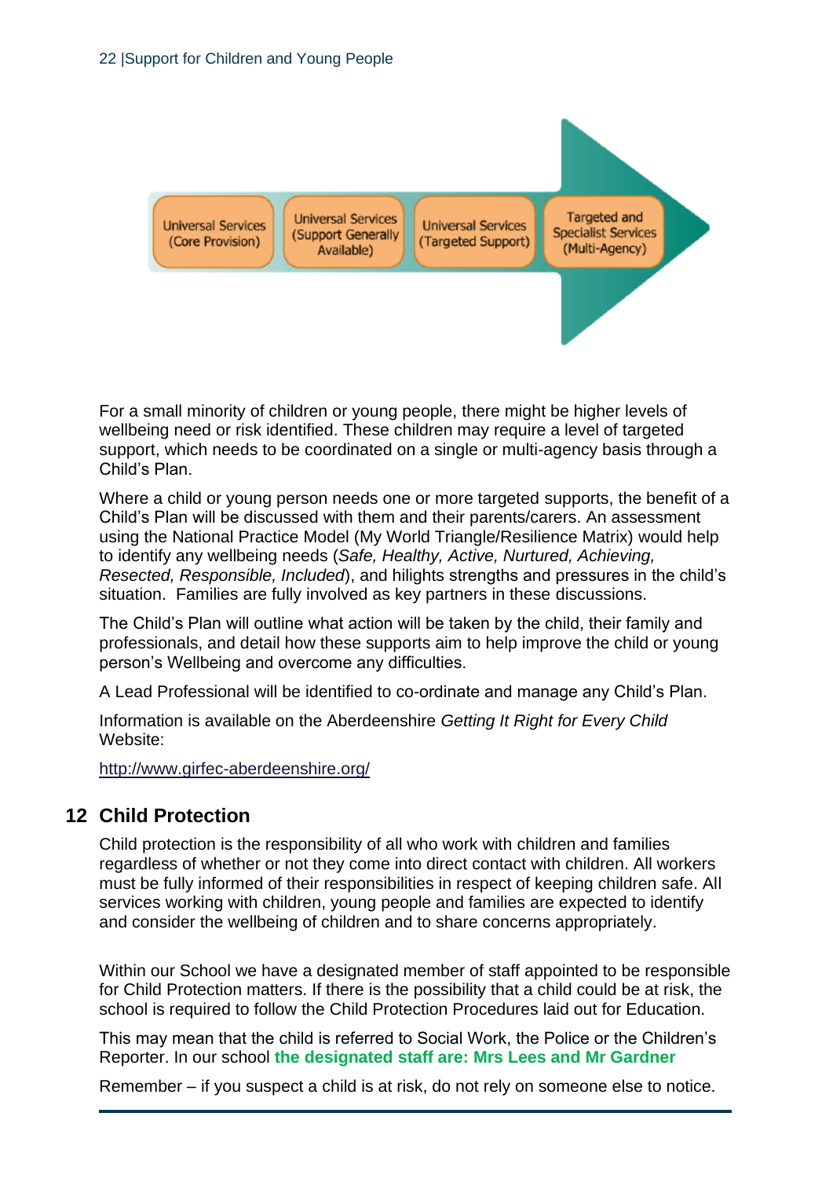Universal Services (Core Provision) → Universal Services (Support Generally Available) → Universal Services (Targeted Support) → Targeted and Specialist Services (Multi-Agency)

For a small minority of children or young people, there might be higher levels of wellbeing need or risk identified. These children may require a level of targeted support, which needs to be coordinated on a single or multi-agency basis through a Child's Plan.

Where a child or young person needs one or more targeted supports, the benefit of a Child's Plan will be discussed with them and their parents/carers. An assessment using the National Practice Model (My World Triangle/Resilience Matrix) would help to identify any wellbeing needs (*Safe, Healthy, Active, Nurtured, Achieving, Resected, Responsible, Included*), and hilights strengths and pressures in the child's situation. Families are fully involved as key partners in these discussions.

The Child's Plan will outline what action will be taken by the child, their family and professionals, and detail how these supports aim to help improve the child or young person's Wellbeing and overcome any difficulties.

A Lead Professional will be identified to co-ordinate and manage any Child's Plan.

Information is available on the Aberdeenshire *Getting It Right for Every Child* Website:

http://www.girfec-aberdeenshire.org/

## 12 Child Protection

Child protection is the responsibility of all who work with children and families regardless of whether or not they come into direct contact with children. All workers must be fully informed of their responsibilities in respect of keeping children safe. All services working with children, young people and families are expected to identify and consider the wellbeing of children and to share concerns appropriately.

Within our School we have a designated member of staff appointed to be responsible for Child Protection matters. If there is the possibility that a child could be at risk, the school is required to follow the Child Protection Procedures laid out for Education.

This may mean that the child is referred to Social Work, the Police or the Children's Reporter. In our school **the designated staff are: Mrs Lees and Mr Gardner**

Remember – if you suspect a child is at risk, do not rely on someone else to notice.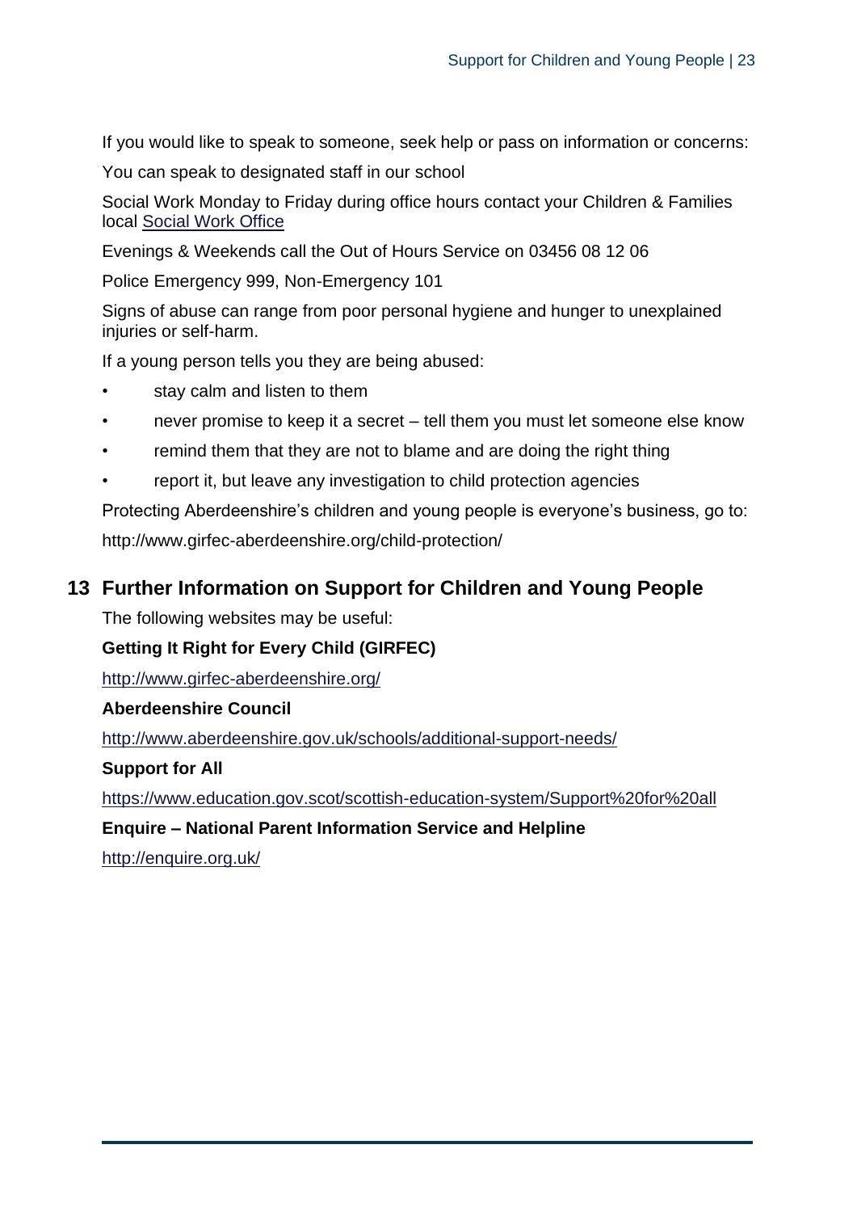If you would like to speak to someone, seek help or pass on information or concerns:

You can speak to designated staff in our school

Social Work Monday to Friday during office hours contact your Children & Families local [Social Work Office](#)

Evenings & Weekends call the Out of Hours Service on 03456 08 12 06

Police Emergency 999, Non-Emergency 101

Signs of abuse can range from poor personal hygiene and hunger to unexplained injuries or self-harm.

If a young person tells you they are being abused:

- stay calm and listen to them
- never promise to keep it a secret – tell them you must let someone else know
- remind them that they are not to blame and are doing the right thing
- report it, but leave any investigation to child protection agencies

Protecting Aberdeenshire's children and young people is everyone's business, go to:

http://www.girfec-aberdeenshire.org/child-protection/

## 13 Further Information on Support for Children and Young People

The following websites may be useful:

**Getting It Right for Every Child (GIRFEC)**

http://www.girfec-aberdeenshire.org/

**Aberdeenshire Council**

http://www.aberdeenshire.gov.uk/schools/additional-support-needs/

**Support for All**

https://www.education.gov.scot/scottish-education-system/Support%20for%20all

**Enquire – National Parent Information Service and Helpline**

http://enquire.org.uk/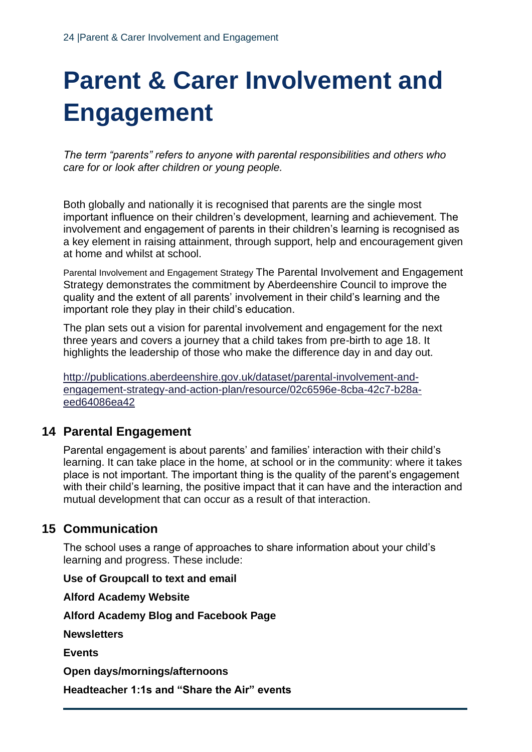# Parent & Carer Involvement and Engagement

*The term "parents" refers to anyone with parental responsibilities and others who care for or look after children or young people.*

Both globally and nationally it is recognised that parents are the single most important influence on their children's development, learning and achievement. The involvement and engagement of parents in their children's learning is recognised as a key element in raising attainment, through support, help and encouragement given at home and whilst at school.

Parental Involvement and Engagement Strategy The Parental Involvement and Engagement Strategy demonstrates the commitment by Aberdeenshire Council to improve the quality and the extent of all parents' involvement in their child's learning and the important role they play in their child's education.

The plan sets out a vision for parental involvement and engagement for the next three years and covers a journey that a child takes from pre-birth to age 18. It highlights the leadership of those who make the difference day in and day out.

http://publications.aberdeenshire.gov.uk/dataset/parental-involvement-and-engagement-strategy-and-action-plan/resource/02c6596e-8cba-42c7-b28a-eed64086ea42

## 14 Parental Engagement

Parental engagement is about parents' and families' interaction with their child's learning. It can take place in the home, at school or in the community: where it takes place is not important. The important thing is the quality of the parent's engagement with their child's learning, the positive impact that it can have and the interaction and mutual development that can occur as a result of that interaction.

## 15 Communication

The school uses a range of approaches to share information about your child's learning and progress. These include:

**Use of Groupcall to text and email**

**Alford Academy Website**

**Alford Academy Blog and Facebook Page**

**Newsletters**

**Events**

**Open days/mornings/afternoons**

**Headteacher 1:1s and "Share the Air" events**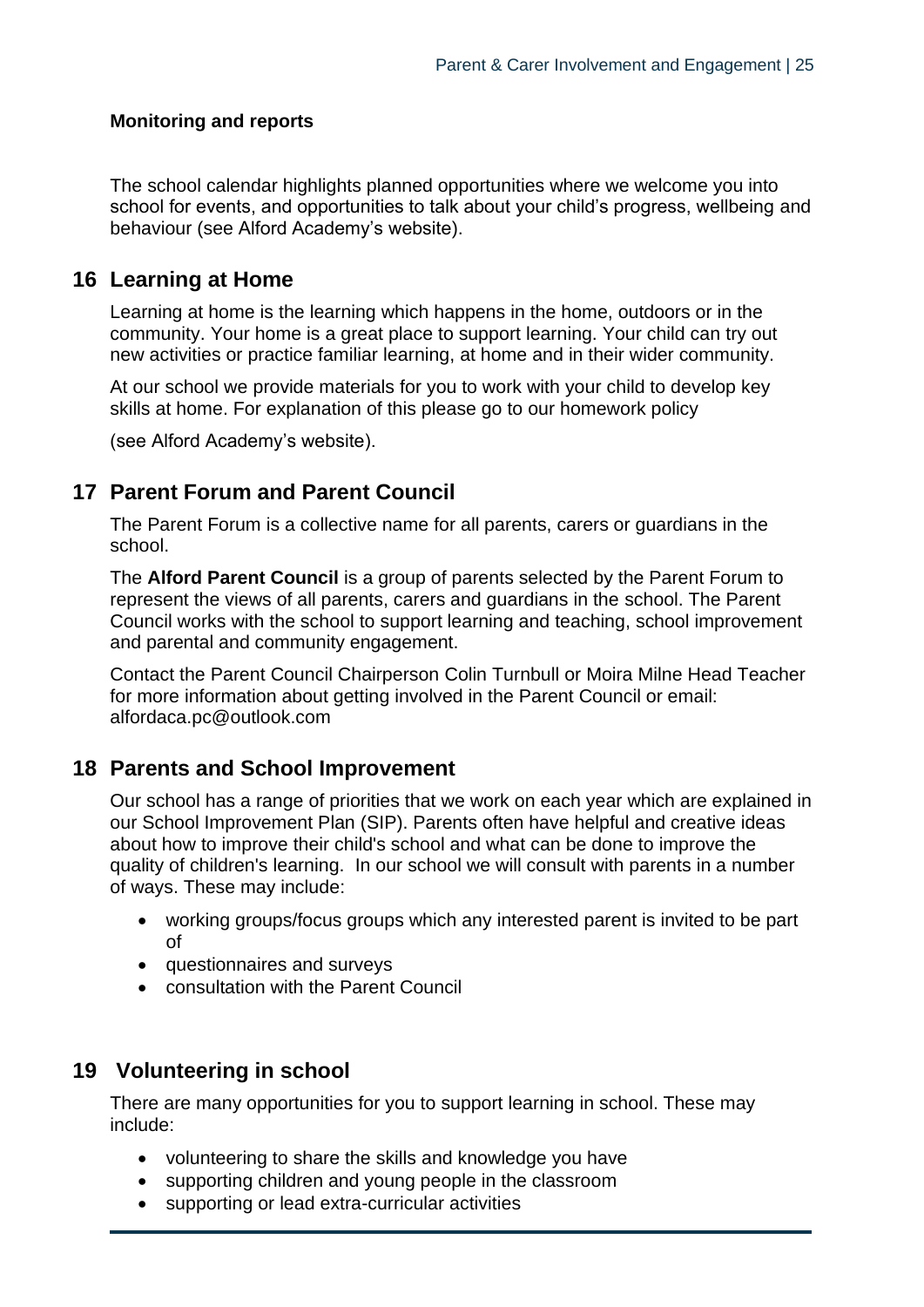**Monitoring and reports**

The school calendar highlights planned opportunities where we welcome you into school for events, and opportunities to talk about your child's progress, wellbeing and behaviour (see Alford Academy's website).

## 16 Learning at Home

Learning at home is the learning which happens in the home, outdoors or in the community. Your home is a great place to support learning. Your child can try out new activities or practice familiar learning, at home and in their wider community.

At our school we provide materials for you to work with your child to develop key skills at home. For explanation of this please go to our homework policy

(see Alford Academy's website).

## 17 Parent Forum and Parent Council

The Parent Forum is a collective name for all parents, carers or guardians in the school.

The **Alford Parent Council** is a group of parents selected by the Parent Forum to represent the views of all parents, carers and guardians in the school. The Parent Council works with the school to support learning and teaching, school improvement and parental and community engagement.

Contact the Parent Council Chairperson Colin Turnbull or Moira Milne Head Teacher for more information about getting involved in the Parent Council or email: alfordaca.pc@outlook.com

## 18 Parents and School Improvement

Our school has a range of priorities that we work on each year which are explained in our School Improvement Plan (SIP). Parents often have helpful and creative ideas about how to improve their child's school and what can be done to improve the quality of children's learning. In our school we will consult with parents in a number of ways. These may include:

- working groups/focus groups which any interested parent is invited to be part of
- questionnaires and surveys
- consultation with the Parent Council

## 19 Volunteering in school

There are many opportunities for you to support learning in school. These may include:

- volunteering to share the skills and knowledge you have
- supporting children and young people in the classroom
- supporting or lead extra-curricular activities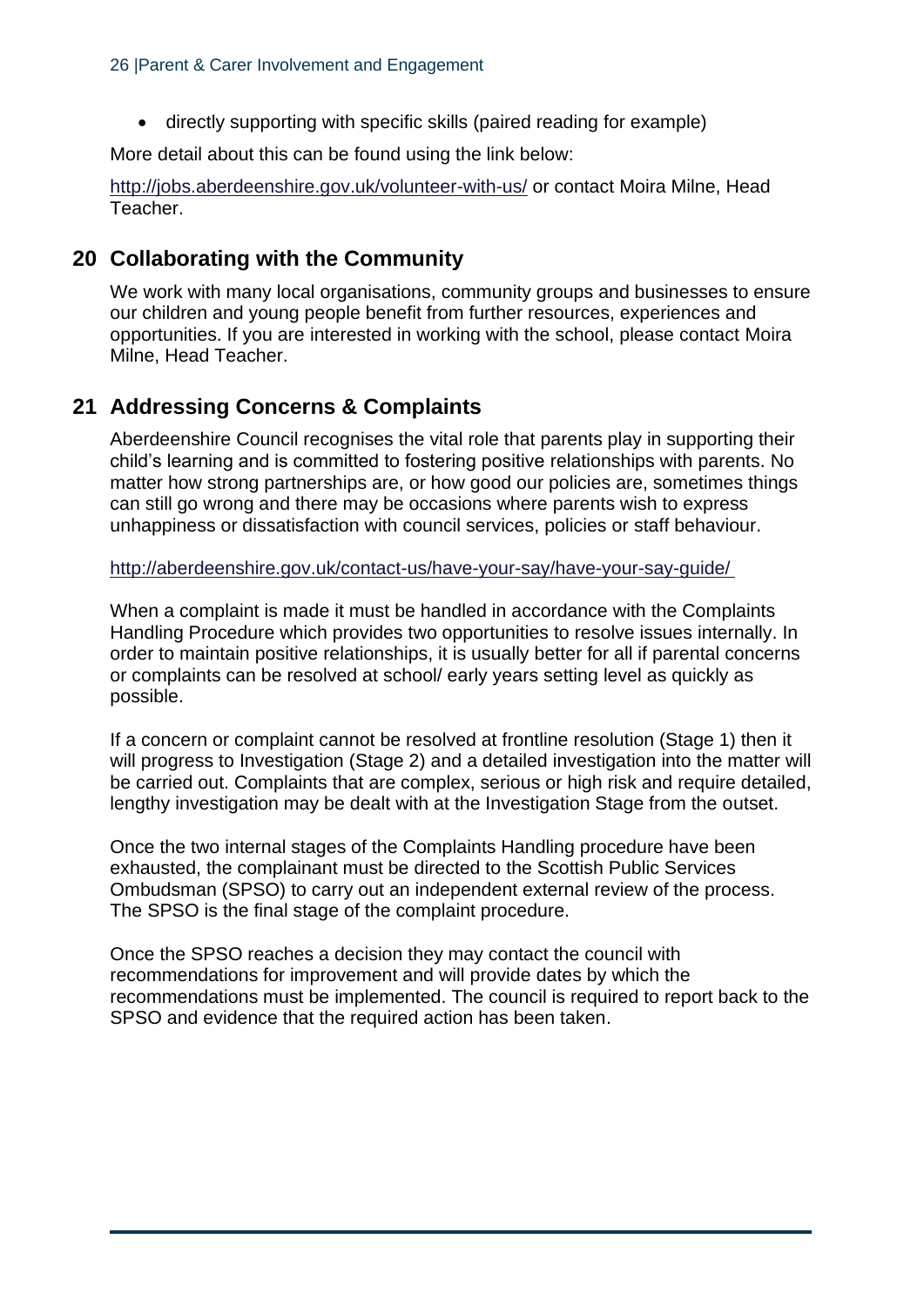- directly supporting with specific skills (paired reading for example)

More detail about this can be found using the link below:

http://jobs.aberdeenshire.gov.uk/volunteer-with-us/ or contact Moira Milne, Head Teacher.

## 20 Collaborating with the Community

We work with many local organisations, community groups and businesses to ensure our children and young people benefit from further resources, experiences and opportunities. If you are interested in working with the school, please contact Moira Milne, Head Teacher.

## 21 Addressing Concerns & Complaints

Aberdeenshire Council recognises the vital role that parents play in supporting their child's learning and is committed to fostering positive relationships with parents. No matter how strong partnerships are, or how good our policies are, sometimes things can still go wrong and there may be occasions where parents wish to express unhappiness or dissatisfaction with council services, policies or staff behaviour.

http://aberdeenshire.gov.uk/contact-us/have-your-say/have-your-say-guide/

When a complaint is made it must be handled in accordance with the Complaints Handling Procedure which provides two opportunities to resolve issues internally. In order to maintain positive relationships, it is usually better for all if parental concerns or complaints can be resolved at school/ early years setting level as quickly as possible.

If a concern or complaint cannot be resolved at frontline resolution (Stage 1) then it will progress to Investigation (Stage 2) and a detailed investigation into the matter will be carried out. Complaints that are complex, serious or high risk and require detailed, lengthy investigation may be dealt with at the Investigation Stage from the outset.

Once the two internal stages of the Complaints Handling procedure have been exhausted, the complainant must be directed to the Scottish Public Services Ombudsman (SPSO) to carry out an independent external review of the process. The SPSO is the final stage of the complaint procedure.

Once the SPSO reaches a decision they may contact the council with recommendations for improvement and will provide dates by which the recommendations must be implemented. The council is required to report back to the SPSO and evidence that the required action has been taken.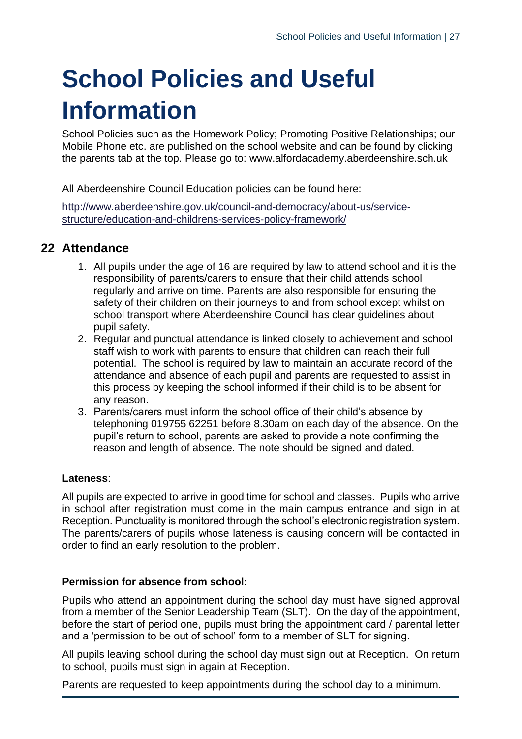# School Policies and Useful Information

School Policies such as the Homework Policy; Promoting Positive Relationships; our Mobile Phone etc. are published on the school website and can be found by clicking the parents tab at the top. Please go to: www.alfordacademy.aberdeenshire.sch.uk

All Aberdeenshire Council Education policies can be found here:

[http://www.aberdeenshire.gov.uk/council-and-democracy/about-us/service-structure/education-and-childrens-services-policy-framework/](http://www.aberdeenshire.gov.uk/council-and-democracy/about-us/service-structure/education-and-childrens-services-policy-framework/)

## 22 Attendance

1. All pupils under the age of 16 are required by law to attend school and it is the responsibility of parents/carers to ensure that their child attends school regularly and arrive on time. Parents are also responsible for ensuring the safety of their children on their journeys to and from school except whilst on school transport where Aberdeenshire Council has clear guidelines about pupil safety.
2. Regular and punctual attendance is linked closely to achievement and school staff wish to work with parents to ensure that children can reach their full potential. The school is required by law to maintain an accurate record of the attendance and absence of each pupil and parents are requested to assist in this process by keeping the school informed if their child is to be absent for any reason.
3. Parents/carers must inform the school office of their child's absence by telephoning 019755 62251 before 8.30am on each day of the absence. On the pupil's return to school, parents are asked to provide a note confirming the reason and length of absence. The note should be signed and dated.

**Lateness**:

All pupils are expected to arrive in good time for school and classes. Pupils who arrive in school after registration must come in the main campus entrance and sign in at Reception. Punctuality is monitored through the school's electronic registration system. The parents/carers of pupils whose lateness is causing concern will be contacted in order to find an early resolution to the problem.

**Permission for absence from school:**

Pupils who attend an appointment during the school day must have signed approval from a member of the Senior Leadership Team (SLT). On the day of the appointment, before the start of period one, pupils must bring the appointment card / parental letter and a 'permission to be out of school' form to a member of SLT for signing.

All pupils leaving school during the school day must sign out at Reception. On return to school, pupils must sign in again at Reception.

Parents are requested to keep appointments during the school day to a minimum.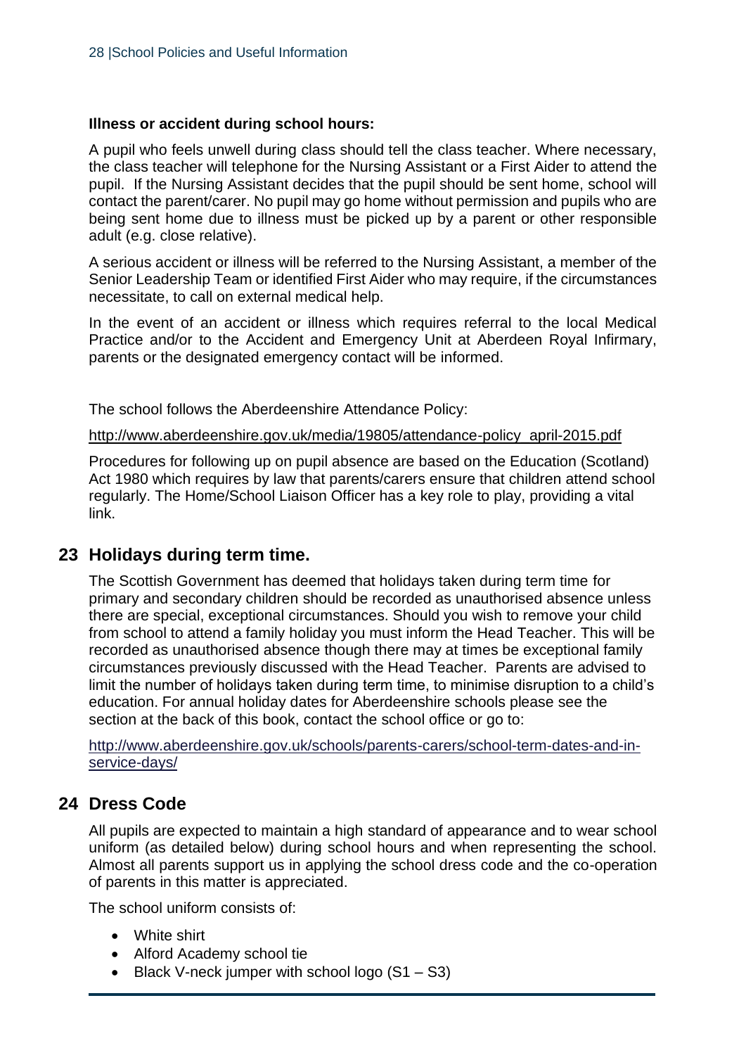**Illness or accident during school hours:**

A pupil who feels unwell during class should tell the class teacher. Where necessary, the class teacher will telephone for the Nursing Assistant or a First Aider to attend the pupil. If the Nursing Assistant decides that the pupil should be sent home, school will contact the parent/carer. No pupil may go home without permission and pupils who are being sent home due to illness must be picked up by a parent or other responsible adult (e.g. close relative).

A serious accident or illness will be referred to the Nursing Assistant, a member of the Senior Leadership Team or identified First Aider who may require, if the circumstances necessitate, to call on external medical help.

In the event of an accident or illness which requires referral to the local Medical Practice and/or to the Accident and Emergency Unit at Aberdeen Royal Infirmary, parents or the designated emergency contact will be informed.

The school follows the Aberdeenshire Attendance Policy:

http://www.aberdeenshire.gov.uk/media/19805/attendance-policy_april-2015.pdf

Procedures for following up on pupil absence are based on the Education (Scotland) Act 1980 which requires by law that parents/carers ensure that children attend school regularly. The Home/School Liaison Officer has a key role to play, providing a vital link.

## 23 Holidays during term time.

The Scottish Government has deemed that holidays taken during term time for primary and secondary children should be recorded as unauthorised absence unless there are special, exceptional circumstances. Should you wish to remove your child from school to attend a family holiday you must inform the Head Teacher. This will be recorded as unauthorised absence though there may at times be exceptional family circumstances previously discussed with the Head Teacher. Parents are advised to limit the number of holidays taken during term time, to minimise disruption to a child's education. For annual holiday dates for Aberdeenshire schools please see the section at the back of this book, contact the school office or go to:

http://www.aberdeenshire.gov.uk/schools/parents-carers/school-term-dates-and-in-service-days/

## 24 Dress Code

All pupils are expected to maintain a high standard of appearance and to wear school uniform (as detailed below) during school hours and when representing the school. Almost all parents support us in applying the school dress code and the co-operation of parents in this matter is appreciated.

The school uniform consists of:

- White shirt
- Alford Academy school tie
- Black V-neck jumper with school logo (S1 – S3)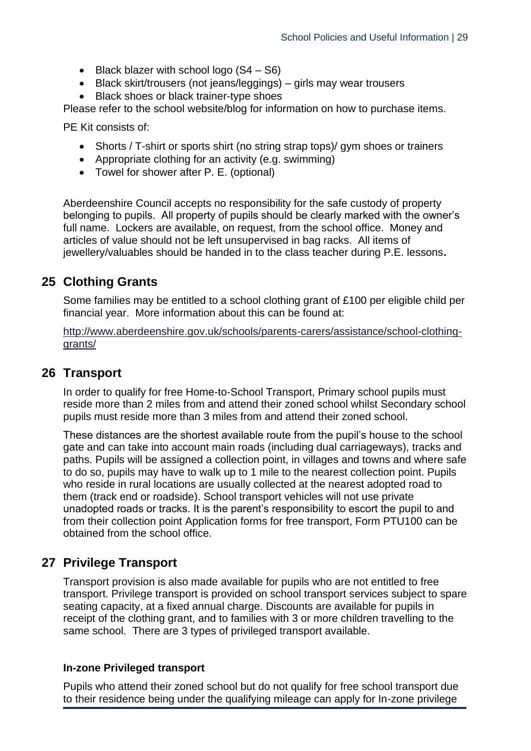- Black blazer with school logo (S4 – S6)
- Black skirt/trousers (not jeans/leggings) – girls may wear trousers
- Black shoes or black trainer-type shoes

Please refer to the school website/blog for information on how to purchase items.

PE Kit consists of:

- Shorts / T-shirt or sports shirt (no string strap tops)/ gym shoes or trainers
- Appropriate clothing for an activity (e.g. swimming)
- Towel for shower after P. E. (optional)

Aberdeenshire Council accepts no responsibility for the safe custody of property belonging to pupils. All property of pupils should be clearly marked with the owner's full name. Lockers are available, on request, from the school office. Money and articles of value should not be left unsupervised in bag racks. All items of jewellery/valuables should be handed in to the class teacher during P.E. lessons**.**

## 25 Clothing Grants

Some families may be entitled to a school clothing grant of £100 per eligible child per financial year. More information about this can be found at:

[http://www.aberdeenshire.gov.uk/schools/parents-carers/assistance/school-clothing-grants/](http://www.aberdeenshire.gov.uk/schools/parents-carers/assistance/school-clothing-grants/)

## 26 Transport

In order to qualify for free Home-to-School Transport, Primary school pupils must reside more than 2 miles from and attend their zoned school whilst Secondary school pupils must reside more than 3 miles from and attend their zoned school.

These distances are the shortest available route from the pupil's house to the school gate and can take into account main roads (including dual carriageways), tracks and paths. Pupils will be assigned a collection point, in villages and towns and where safe to do so, pupils may have to walk up to 1 mile to the nearest collection point. Pupils who reside in rural locations are usually collected at the nearest adopted road to them (track end or roadside). School transport vehicles will not use private unadopted roads or tracks. It is the parent's responsibility to escort the pupil to and from their collection point Application forms for free transport, Form PTU100 can be obtained from the school office.

## 27 Privilege Transport

Transport provision is also made available for pupils who are not entitled to free transport. Privilege transport is provided on school transport services subject to spare seating capacity, at a fixed annual charge. Discounts are available for pupils in receipt of the clothing grant, and to families with 3 or more children travelling to the same school. There are 3 types of privileged transport available.

**In-zone Privileged transport**

Pupils who attend their zoned school but do not qualify for free school transport due to their residence being under the qualifying mileage can apply for In-zone privilege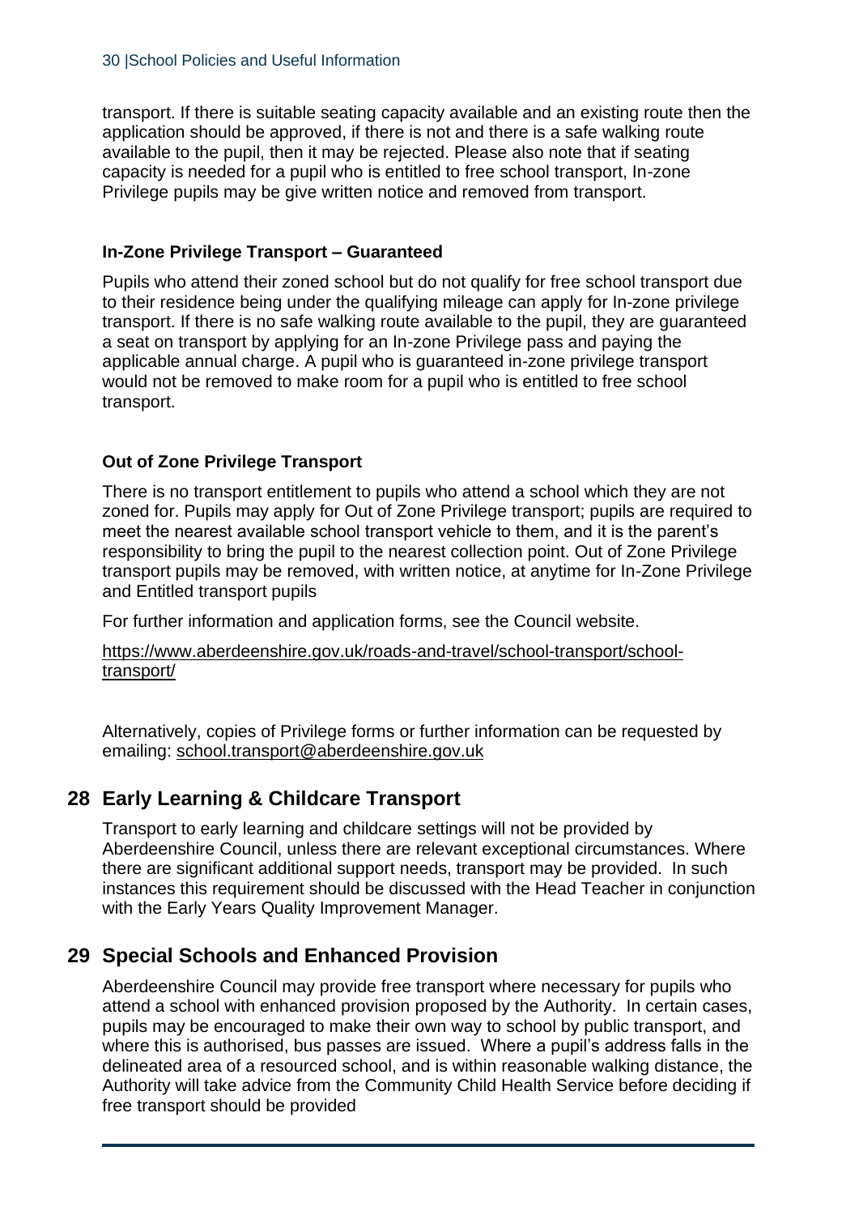transport. If there is suitable seating capacity available and an existing route then the application should be approved, if there is not and there is a safe walking route available to the pupil, then it may be rejected. Please also note that if seating capacity is needed for a pupil who is entitled to free school transport, In-zone Privilege pupils may be give written notice and removed from transport.

**In-Zone Privilege Transport – Guaranteed**

Pupils who attend their zoned school but do not qualify for free school transport due to their residence being under the qualifying mileage can apply for In-zone privilege transport. If there is no safe walking route available to the pupil, they are guaranteed a seat on transport by applying for an In-zone Privilege pass and paying the applicable annual charge. A pupil who is guaranteed in-zone privilege transport would not be removed to make room for a pupil who is entitled to free school transport.

**Out of Zone Privilege Transport**

There is no transport entitlement to pupils who attend a school which they are not zoned for. Pupils may apply for Out of Zone Privilege transport; pupils are required to meet the nearest available school transport vehicle to them, and it is the parent's responsibility to bring the pupil to the nearest collection point. Out of Zone Privilege transport pupils may be removed, with written notice, at anytime for In-Zone Privilege and Entitled transport pupils

For further information and application forms, see the Council website.

https://www.aberdeenshire.gov.uk/roads-and-travel/school-transport/school-transport/

Alternatively, copies of Privilege forms or further information can be requested by emailing: school.transport@aberdeenshire.gov.uk

## 28 Early Learning & Childcare Transport

Transport to early learning and childcare settings will not be provided by Aberdeenshire Council, unless there are relevant exceptional circumstances. Where there are significant additional support needs, transport may be provided. In such instances this requirement should be discussed with the Head Teacher in conjunction with the Early Years Quality Improvement Manager.

## 29 Special Schools and Enhanced Provision

Aberdeenshire Council may provide free transport where necessary for pupils who attend a school with enhanced provision proposed by the Authority. In certain cases, pupils may be encouraged to make their own way to school by public transport, and where this is authorised, bus passes are issued. Where a pupil's address falls in the delineated area of a resourced school, and is within reasonable walking distance, the Authority will take advice from the Community Child Health Service before deciding if free transport should be provided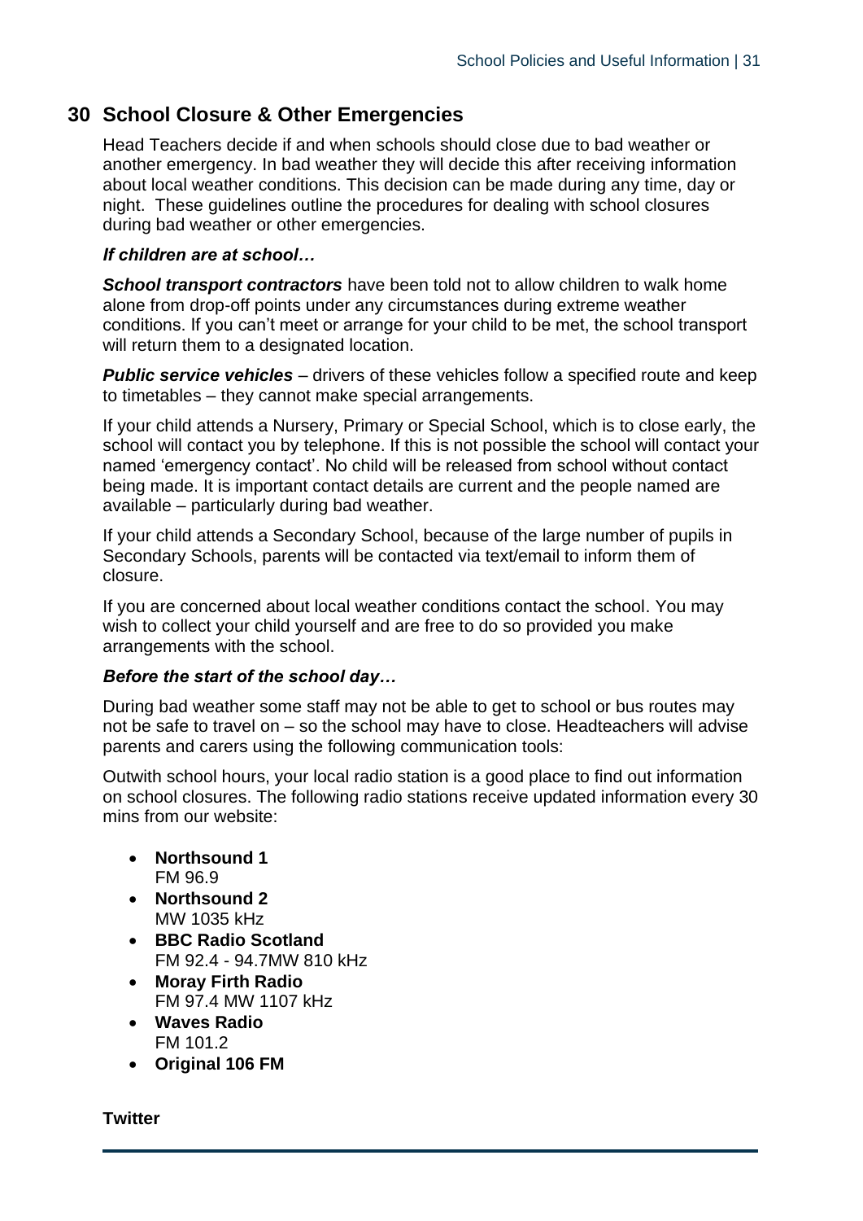## 30 School Closure & Other Emergencies

Head Teachers decide if and when schools should close due to bad weather or another emergency. In bad weather they will decide this after receiving information about local weather conditions. This decision can be made during any time, day or night. These guidelines outline the procedures for dealing with school closures during bad weather or other emergencies.

***If children are at school…***

***School transport contractors*** have been told not to allow children to walk home alone from drop-off points under any circumstances during extreme weather conditions. If you can't meet or arrange for your child to be met, the school transport will return them to a designated location.

***Public service vehicles*** – drivers of these vehicles follow a specified route and keep to timetables – they cannot make special arrangements.

If your child attends a Nursery, Primary or Special School, which is to close early, the school will contact you by telephone. If this is not possible the school will contact your named 'emergency contact'. No child will be released from school without contact being made. It is important contact details are current and the people named are available – particularly during bad weather.

If your child attends a Secondary School, because of the large number of pupils in Secondary Schools, parents will be contacted via text/email to inform them of closure.

If you are concerned about local weather conditions contact the school. You may wish to collect your child yourself and are free to do so provided you make arrangements with the school.

***Before the start of the school day…***

During bad weather some staff may not be able to get to school or bus routes may not be safe to travel on – so the school may have to close. Headteachers will advise parents and carers using the following communication tools:

Outwith school hours, your local radio station is a good place to find out information on school closures. The following radio stations receive updated information every 30 mins from our website:

- **Northsound 1**
  FM 96.9
- **Northsound 2**
  MW 1035 kHz
- **BBC Radio Scotland**
  FM 92.4 - 94.7MW 810 kHz
- **Moray Firth Radio**
  FM 97.4 MW 1107 kHz
- **Waves Radio**
  FM 101.2
- **Original 106 FM**

**Twitter**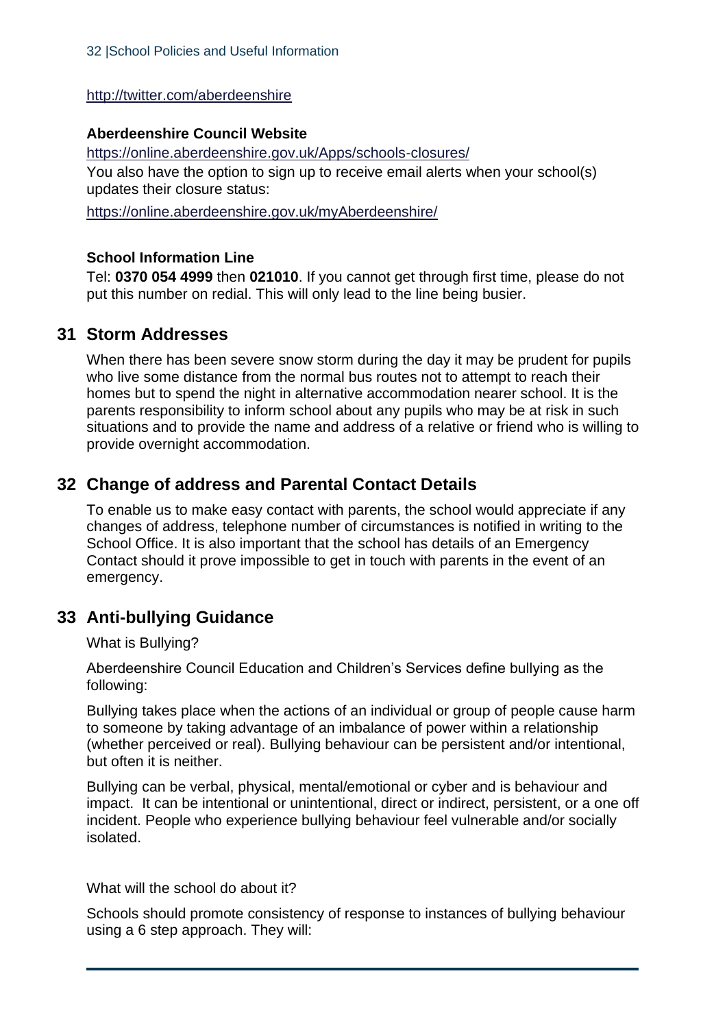[http://twitter.com/aberdeenshire](http://twitter.com/aberdeenshire)

**Aberdeenshire Council Website**

[https://online.aberdeenshire.gov.uk/Apps/schools-closures/](https://online.aberdeenshire.gov.uk/Apps/schools-closures/)

You also have the option to sign up to receive email alerts when your school(s) updates their closure status:

[https://online.aberdeenshire.gov.uk/myAberdeenshire/](https://online.aberdeenshire.gov.uk/myAberdeenshire/)

**School Information Line**

Tel: **0370 054 4999** then **021010**. If you cannot get through first time, please do not put this number on redial. This will only lead to the line being busier.

## 31 Storm Addresses

When there has been severe snow storm during the day it may be prudent for pupils who live some distance from the normal bus routes not to attempt to reach their homes but to spend the night in alternative accommodation nearer school. It is the parents responsibility to inform school about any pupils who may be at risk in such situations and to provide the name and address of a relative or friend who is willing to provide overnight accommodation.

## 32 Change of address and Parental Contact Details

To enable us to make easy contact with parents, the school would appreciate if any changes of address, telephone number of circumstances is notified in writing to the School Office. It is also important that the school has details of an Emergency Contact should it prove impossible to get in touch with parents in the event of an emergency.

## 33 Anti-bullying Guidance

What is Bullying?

Aberdeenshire Council Education and Children's Services define bullying as the following:

Bullying takes place when the actions of an individual or group of people cause harm to someone by taking advantage of an imbalance of power within a relationship (whether perceived or real). Bullying behaviour can be persistent and/or intentional, but often it is neither.

Bullying can be verbal, physical, mental/emotional or cyber and is behaviour and impact. It can be intentional or unintentional, direct or indirect, persistent, or a one off incident. People who experience bullying behaviour feel vulnerable and/or socially isolated.

What will the school do about it?

Schools should promote consistency of response to instances of bullying behaviour using a 6 step approach. They will: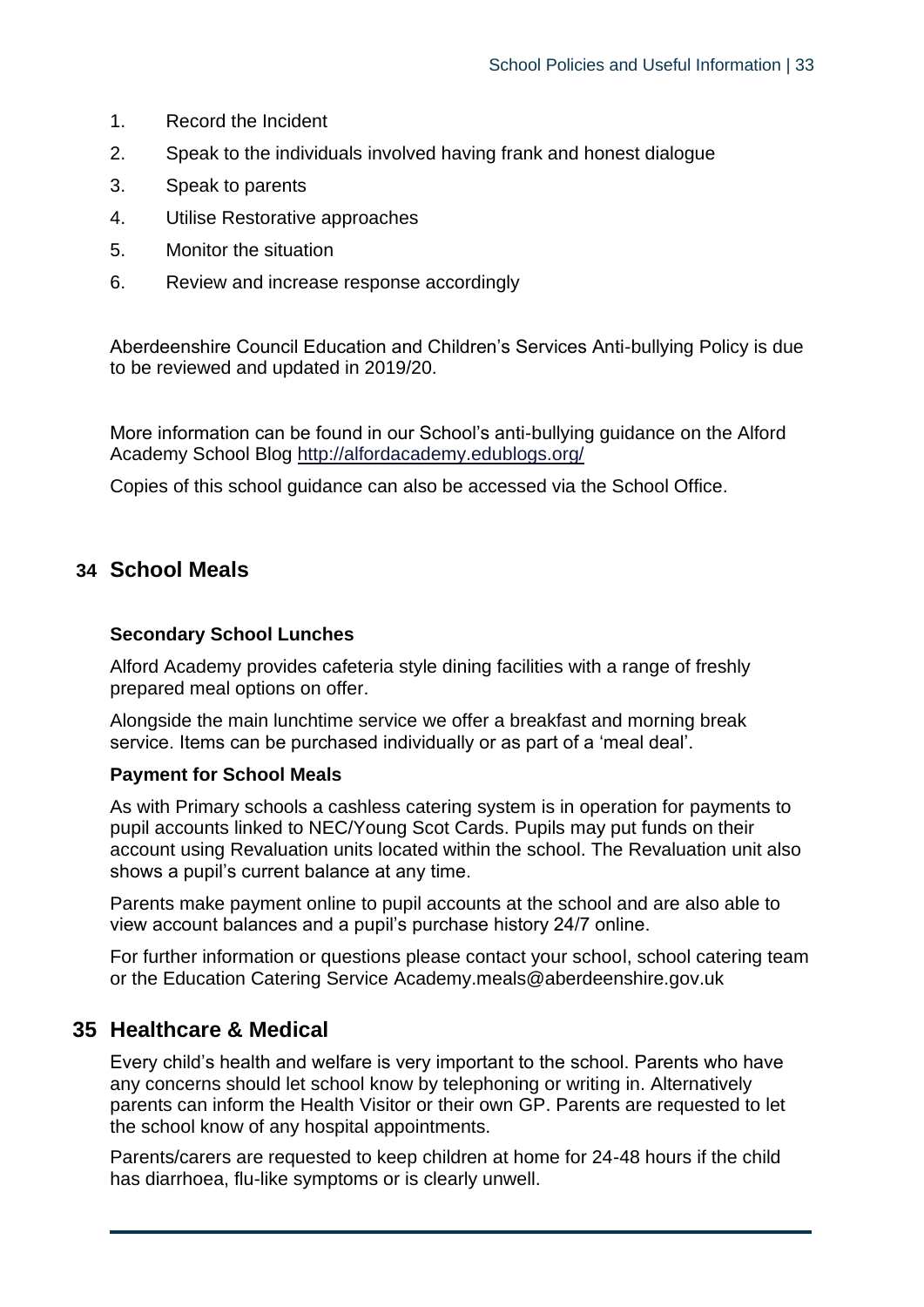1. Record the Incident
2. Speak to the individuals involved having frank and honest dialogue
3. Speak to parents
4. Utilise Restorative approaches
5. Monitor the situation
6. Review and increase response accordingly

Aberdeenshire Council Education and Children's Services Anti-bullying Policy is due to be reviewed and updated in 2019/20.

More information can be found in our School's anti-bullying guidance on the Alford Academy School Blog [http://alfordacademy.edublogs.org/](http://alfordacademy.edublogs.org/)

Copies of this school guidance can also be accessed via the School Office.

## 34 School Meals

**Secondary School Lunches**

Alford Academy provides cafeteria style dining facilities with a range of freshly prepared meal options on offer.

Alongside the main lunchtime service we offer a breakfast and morning break service. Items can be purchased individually or as part of a 'meal deal'.

**Payment for School Meals**

As with Primary schools a cashless catering system is in operation for payments to pupil accounts linked to NEC/Young Scot Cards. Pupils may put funds on their account using Revaluation units located within the school. The Revaluation unit also shows a pupil's current balance at any time.

Parents make payment online to pupil accounts at the school and are also able to view account balances and a pupil's purchase history 24/7 online.

For further information or questions please contact your school, school catering team or the Education Catering Service Academy.meals@aberdeenshire.gov.uk

## 35 Healthcare & Medical

Every child's health and welfare is very important to the school. Parents who have any concerns should let school know by telephoning or writing in. Alternatively parents can inform the Health Visitor or their own GP. Parents are requested to let the school know of any hospital appointments.

Parents/carers are requested to keep children at home for 24-48 hours if the child has diarrhoea, flu-like symptoms or is clearly unwell.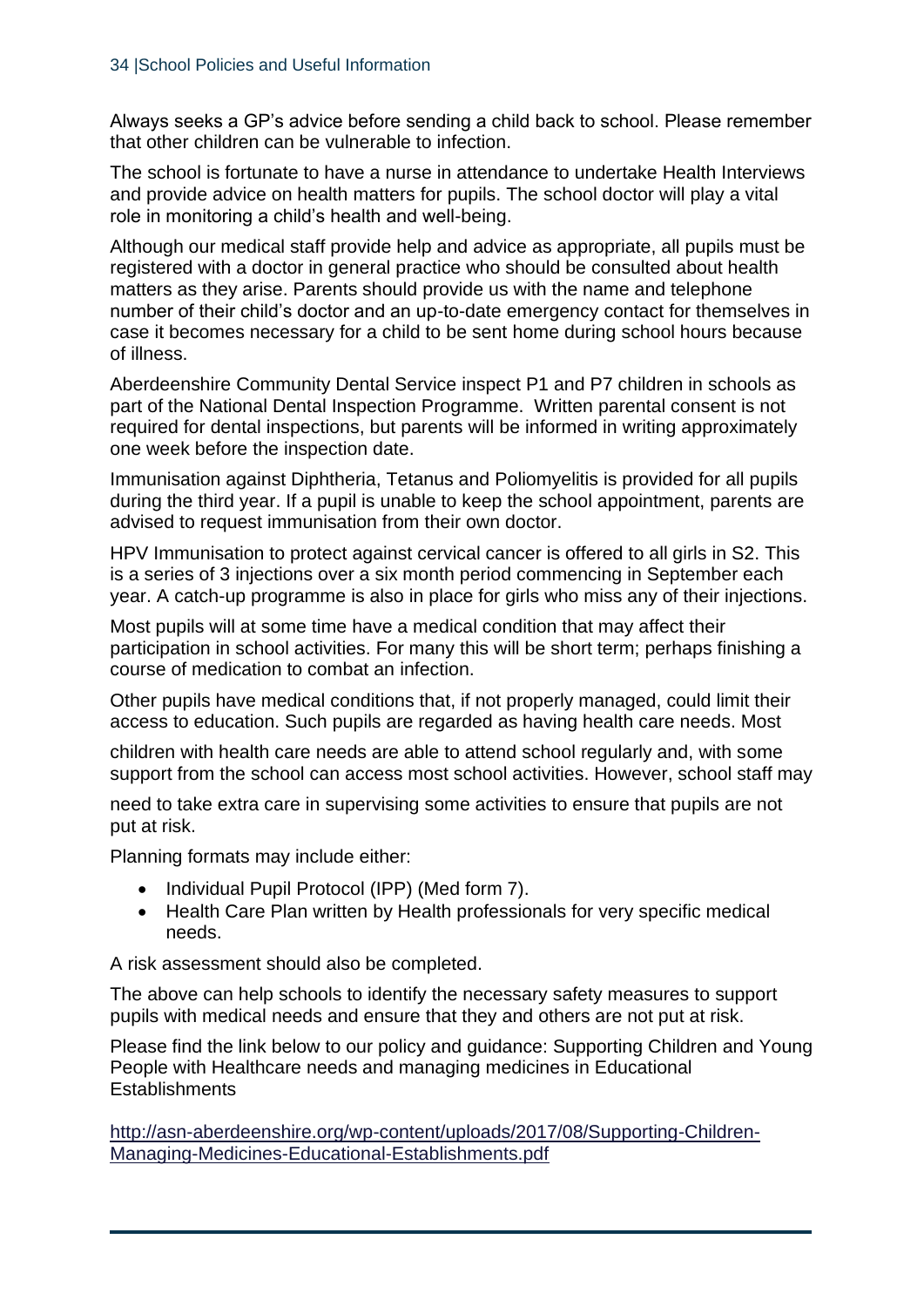Always seeks a GP's advice before sending a child back to school. Please remember that other children can be vulnerable to infection.

The school is fortunate to have a nurse in attendance to undertake Health Interviews and provide advice on health matters for pupils. The school doctor will play a vital role in monitoring a child's health and well-being.

Although our medical staff provide help and advice as appropriate, all pupils must be registered with a doctor in general practice who should be consulted about health matters as they arise. Parents should provide us with the name and telephone number of their child's doctor and an up-to-date emergency contact for themselves in case it becomes necessary for a child to be sent home during school hours because of illness.

Aberdeenshire Community Dental Service inspect P1 and P7 children in schools as part of the National Dental Inspection Programme. Written parental consent is not required for dental inspections, but parents will be informed in writing approximately one week before the inspection date.

Immunisation against Diphtheria, Tetanus and Poliomyelitis is provided for all pupils during the third year. If a pupil is unable to keep the school appointment, parents are advised to request immunisation from their own doctor.

HPV Immunisation to protect against cervical cancer is offered to all girls in S2. This is a series of 3 injections over a six month period commencing in September each year. A catch-up programme is also in place for girls who miss any of their injections.

Most pupils will at some time have a medical condition that may affect their participation in school activities. For many this will be short term; perhaps finishing a course of medication to combat an infection.

Other pupils have medical conditions that, if not properly managed, could limit their access to education. Such pupils are regarded as having health care needs. Most children with health care needs are able to attend school regularly and, with some support from the school can access most school activities. However, school staff may need to take extra care in supervising some activities to ensure that pupils are not put at risk.

Planning formats may include either:

- Individual Pupil Protocol (IPP) (Med form 7).
- Health Care Plan written by Health professionals for very specific medical needs.

A risk assessment should also be completed.

The above can help schools to identify the necessary safety measures to support pupils with medical needs and ensure that they and others are not put at risk.

Please find the link below to our policy and guidance: Supporting Children and Young People with Healthcare needs and managing medicines in Educational Establishments

http://asn-aberdeenshire.org/wp-content/uploads/2017/08/Supporting-Children-Managing-Medicines-Educational-Establishments.pdf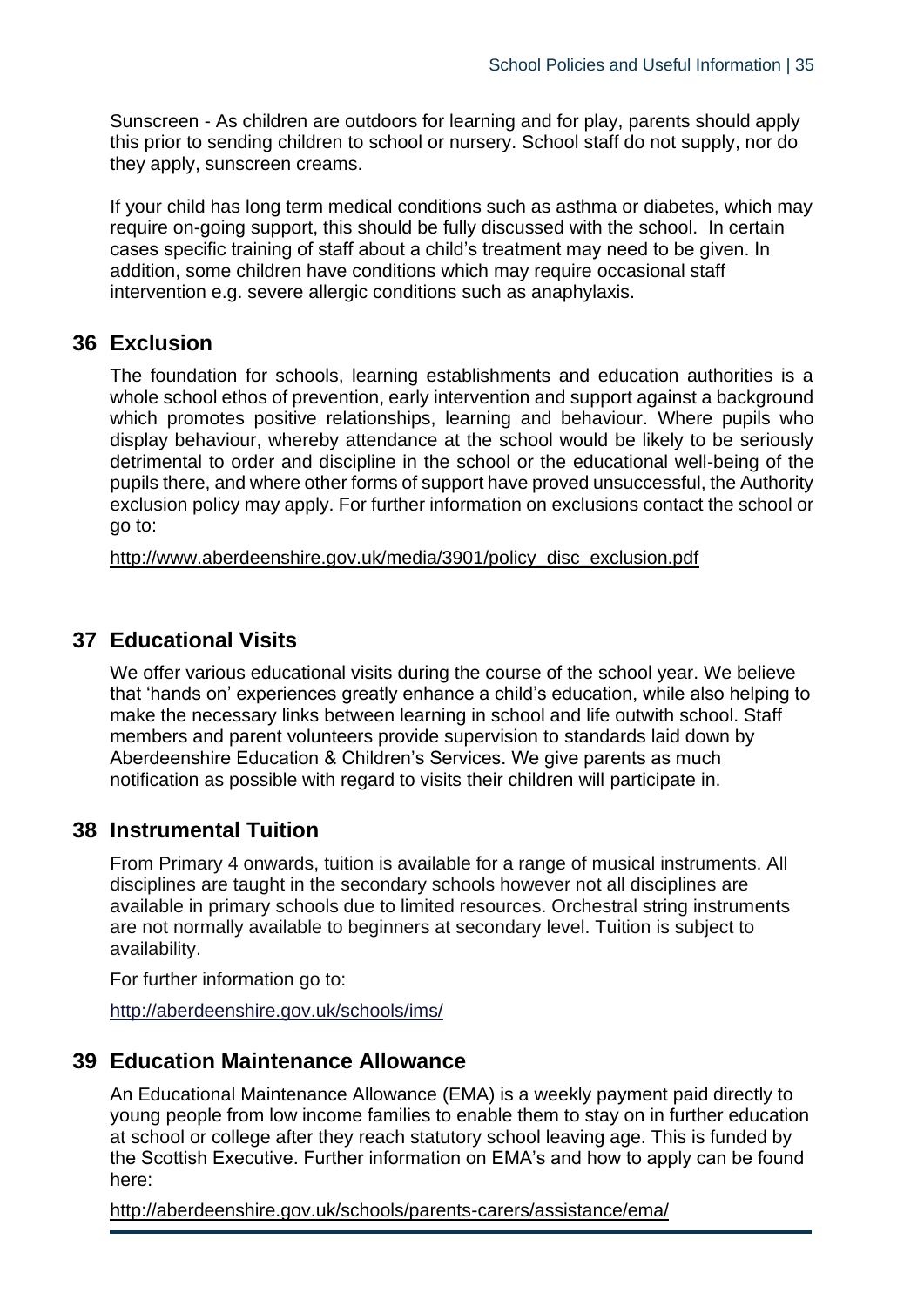Sunscreen - As children are outdoors for learning and for play, parents should apply this prior to sending children to school or nursery. School staff do not supply, nor do they apply, sunscreen creams.

If your child has long term medical conditions such as asthma or diabetes, which may require on-going support, this should be fully discussed with the school. In certain cases specific training of staff about a child's treatment may need to be given. In addition, some children have conditions which may require occasional staff intervention e.g. severe allergic conditions such as anaphylaxis.

## 36 Exclusion

The foundation for schools, learning establishments and education authorities is a whole school ethos of prevention, early intervention and support against a background which promotes positive relationships, learning and behaviour. Where pupils who display behaviour, whereby attendance at the school would be likely to be seriously detrimental to order and discipline in the school or the educational well-being of the pupils there, and where other forms of support have proved unsuccessful, the Authority exclusion policy may apply. For further information on exclusions contact the school or go to:

http://www.aberdeenshire.gov.uk/media/3901/policy_disc_exclusion.pdf

## 37 Educational Visits

We offer various educational visits during the course of the school year. We believe that 'hands on' experiences greatly enhance a child's education, while also helping to make the necessary links between learning in school and life outwith school. Staff members and parent volunteers provide supervision to standards laid down by Aberdeenshire Education & Children's Services. We give parents as much notification as possible with regard to visits their children will participate in.

## 38 Instrumental Tuition

From Primary 4 onwards, tuition is available for a range of musical instruments. All disciplines are taught in the secondary schools however not all disciplines are available in primary schools due to limited resources. Orchestral string instruments are not normally available to beginners at secondary level. Tuition is subject to availability.

For further information go to:

http://aberdeenshire.gov.uk/schools/ims/

## 39 Education Maintenance Allowance

An Educational Maintenance Allowance (EMA) is a weekly payment paid directly to young people from low income families to enable them to stay on in further education at school or college after they reach statutory school leaving age. This is funded by the Scottish Executive. Further information on EMA's and how to apply can be found here:

http://aberdeenshire.gov.uk/schools/parents-carers/assistance/ema/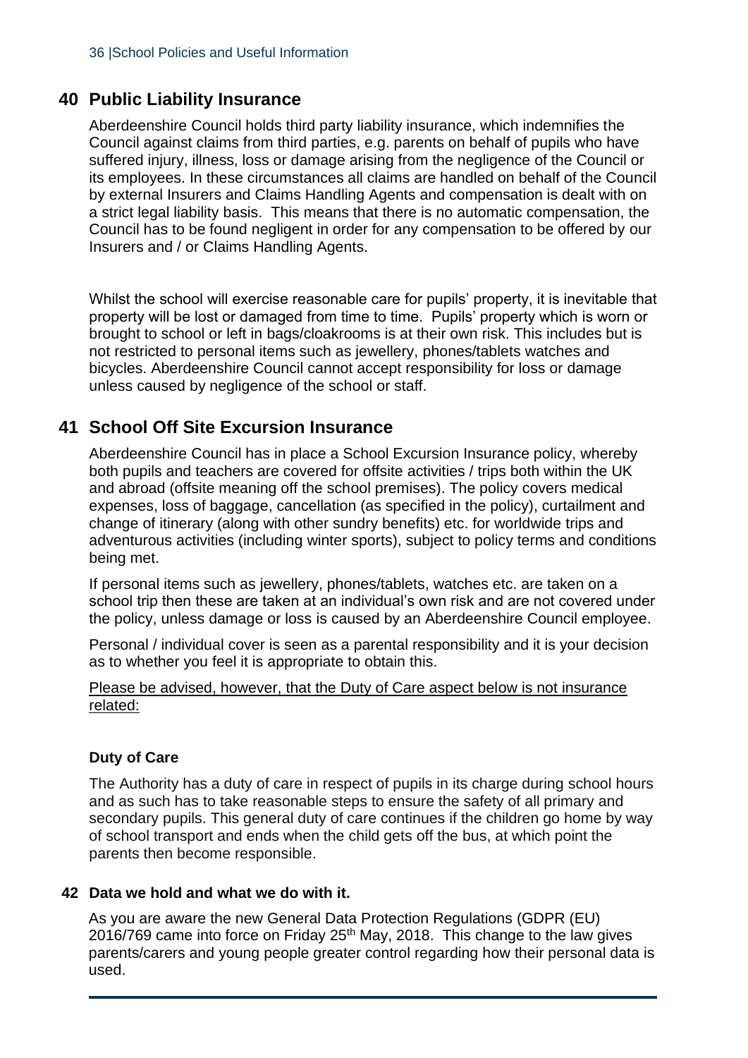## 40 Public Liability Insurance

Aberdeenshire Council holds third party liability insurance, which indemnifies the Council against claims from third parties, e.g. parents on behalf of pupils who have suffered injury, illness, loss or damage arising from the negligence of the Council or its employees. In these circumstances all claims are handled on behalf of the Council by external Insurers and Claims Handling Agents and compensation is dealt with on a strict legal liability basis. This means that there is no automatic compensation, the Council has to be found negligent in order for any compensation to be offered by our Insurers and / or Claims Handling Agents.

Whilst the school will exercise reasonable care for pupils' property, it is inevitable that property will be lost or damaged from time to time. Pupils' property which is worn or brought to school or left in bags/cloakrooms is at their own risk. This includes but is not restricted to personal items such as jewellery, phones/tablets watches and bicycles. Aberdeenshire Council cannot accept responsibility for loss or damage unless caused by negligence of the school or staff.

## 41 School Off Site Excursion Insurance

Aberdeenshire Council has in place a School Excursion Insurance policy, whereby both pupils and teachers are covered for offsite activities / trips both within the UK and abroad (offsite meaning off the school premises). The policy covers medical expenses, loss of baggage, cancellation (as specified in the policy), curtailment and change of itinerary (along with other sundry benefits) etc. for worldwide trips and adventurous activities (including winter sports), subject to policy terms and conditions being met.

If personal items such as jewellery, phones/tablets, watches etc. are taken on a school trip then these are taken at an individual's own risk and are not covered under the policy, unless damage or loss is caused by an Aberdeenshire Council employee.

Personal / individual cover is seen as a parental responsibility and it is your decision as to whether you feel it is appropriate to obtain this.

<u>Please be advised, however, that the Duty of Care aspect below is not insurance related:</u>

### Duty of Care

The Authority has a duty of care in respect of pupils in its charge during school hours and as such has to take reasonable steps to ensure the safety of all primary and secondary pupils. This general duty of care continues if the children go home by way of school transport and ends when the child gets off the bus, at which point the parents then become responsible.

## 42 Data we hold and what we do with it.

As you are aware the new General Data Protection Regulations (GDPR (EU) 2016/769 came into force on Friday 25th May, 2018. This change to the law gives parents/carers and young people greater control regarding how their personal data is used.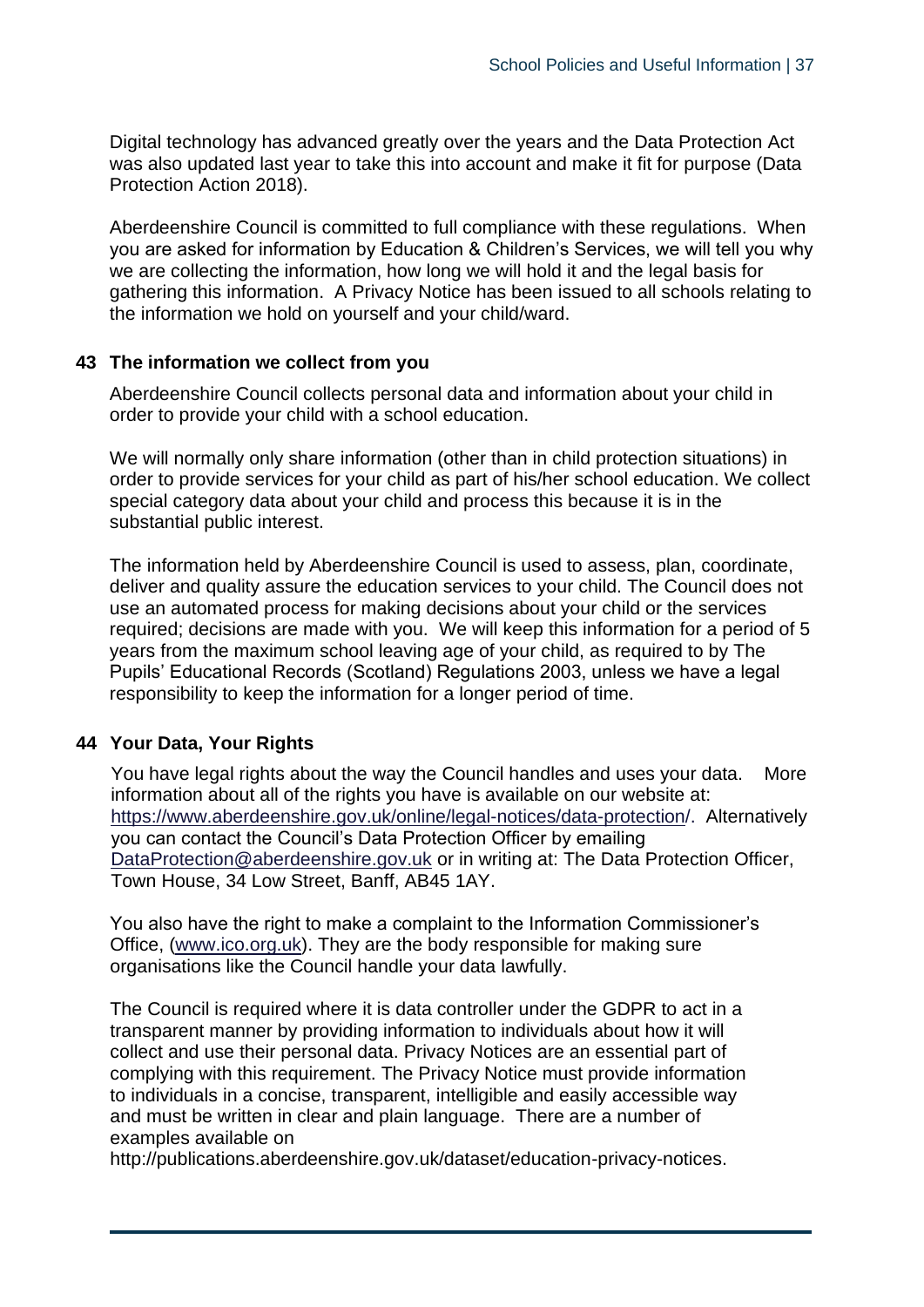Digital technology has advanced greatly over the years and the Data Protection Act was also updated last year to take this into account and make it fit for purpose (Data Protection Action 2018).

Aberdeenshire Council is committed to full compliance with these regulations. When you are asked for information by Education & Children's Services, we will tell you why we are collecting the information, how long we will hold it and the legal basis for gathering this information. A Privacy Notice has been issued to all schools relating to the information we hold on yourself and your child/ward.

## 43 The information we collect from you

Aberdeenshire Council collects personal data and information about your child in order to provide your child with a school education.

We will normally only share information (other than in child protection situations) in order to provide services for your child as part of his/her school education. We collect special category data about your child and process this because it is in the substantial public interest.

The information held by Aberdeenshire Council is used to assess, plan, coordinate, deliver and quality assure the education services to your child. The Council does not use an automated process for making decisions about your child or the services required; decisions are made with you. We will keep this information for a period of 5 years from the maximum school leaving age of your child, as required to by The Pupils' Educational Records (Scotland) Regulations 2003, unless we have a legal responsibility to keep the information for a longer period of time.

## 44 Your Data, Your Rights

You have legal rights about the way the Council handles and uses your data. More information about all of the rights you have is available on our website at: https://www.aberdeenshire.gov.uk/online/legal-notices/data-protection/. Alternatively you can contact the Council's Data Protection Officer by emailing DataProtection@aberdeenshire.gov.uk or in writing at: The Data Protection Officer, Town House, 34 Low Street, Banff, AB45 1AY.

You also have the right to make a complaint to the Information Commissioner's Office, (www.ico.org.uk). They are the body responsible for making sure organisations like the Council handle your data lawfully.

The Council is required where it is data controller under the GDPR to act in a transparent manner by providing information to individuals about how it will collect and use their personal data. Privacy Notices are an essential part of complying with this requirement. The Privacy Notice must provide information to individuals in a concise, transparent, intelligible and easily accessible way and must be written in clear and plain language. There are a number of examples available on http://publications.aberdeenshire.gov.uk/dataset/education-privacy-notices.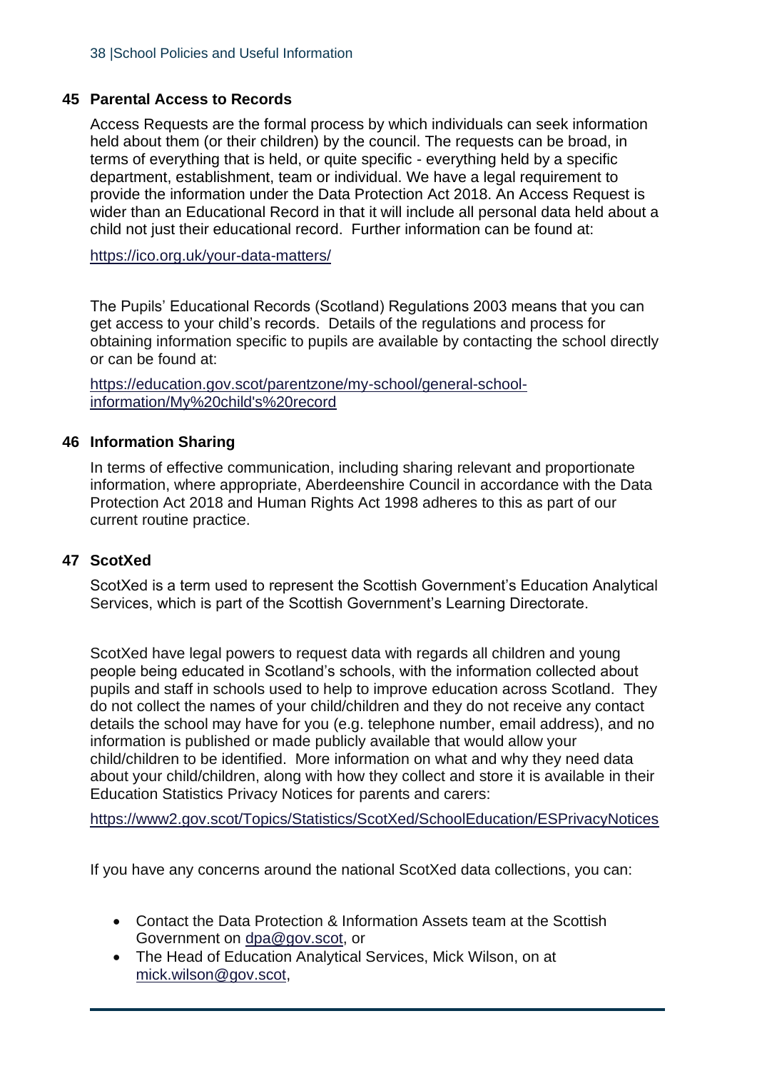## 45 Parental Access to Records

Access Requests are the formal process by which individuals can seek information held about them (or their children) by the council. The requests can be broad, in terms of everything that is held, or quite specific - everything held by a specific department, establishment, team or individual. We have a legal requirement to provide the information under the Data Protection Act 2018. An Access Request is wider than an Educational Record in that it will include all personal data held about a child not just their educational record. Further information can be found at:

https://ico.org.uk/your-data-matters/

The Pupils' Educational Records (Scotland) Regulations 2003 means that you can get access to your child's records. Details of the regulations and process for obtaining information specific to pupils are available by contacting the school directly or can be found at:

https://education.gov.scot/parentzone/my-school/general-school-information/My%20child's%20record

## 46 Information Sharing

In terms of effective communication, including sharing relevant and proportionate information, where appropriate, Aberdeenshire Council in accordance with the Data Protection Act 2018 and Human Rights Act 1998 adheres to this as part of our current routine practice.

## 47 ScotXed

ScotXed is a term used to represent the Scottish Government's Education Analytical Services, which is part of the Scottish Government's Learning Directorate.

ScotXed have legal powers to request data with regards all children and young people being educated in Scotland's schools, with the information collected about pupils and staff in schools used to help to improve education across Scotland. They do not collect the names of your child/children and they do not receive any contact details the school may have for you (e.g. telephone number, email address), and no information is published or made publicly available that would allow your child/children to be identified. More information on what and why they need data about your child/children, along with how they collect and store it is available in their Education Statistics Privacy Notices for parents and carers:

https://www2.gov.scot/Topics/Statistics/ScotXed/SchoolEducation/ESPrivacyNotices

If you have any concerns around the national ScotXed data collections, you can:

- Contact the Data Protection & Information Assets team at the Scottish Government on dpa@gov.scot, or
- The Head of Education Analytical Services, Mick Wilson, on at mick.wilson@gov.scot,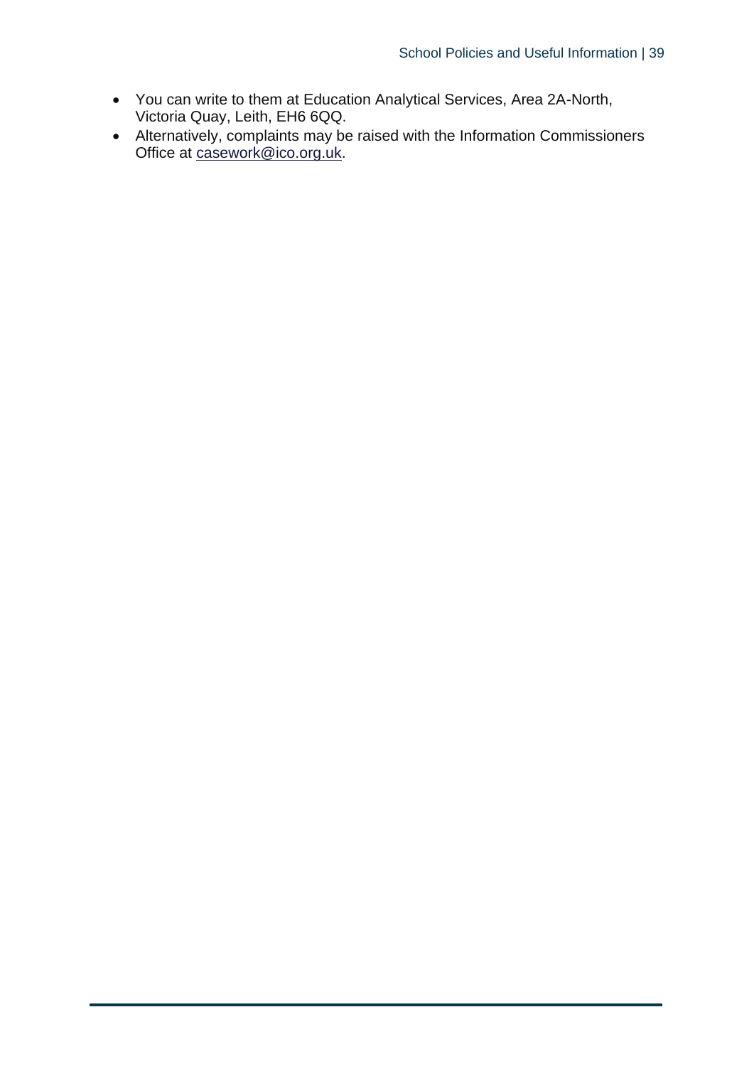- You can write to them at Education Analytical Services, Area 2A-North, Victoria Quay, Leith, EH6 6QQ.
- Alternatively, complaints may be raised with the Information Commissioners Office at casework@ico.org.uk.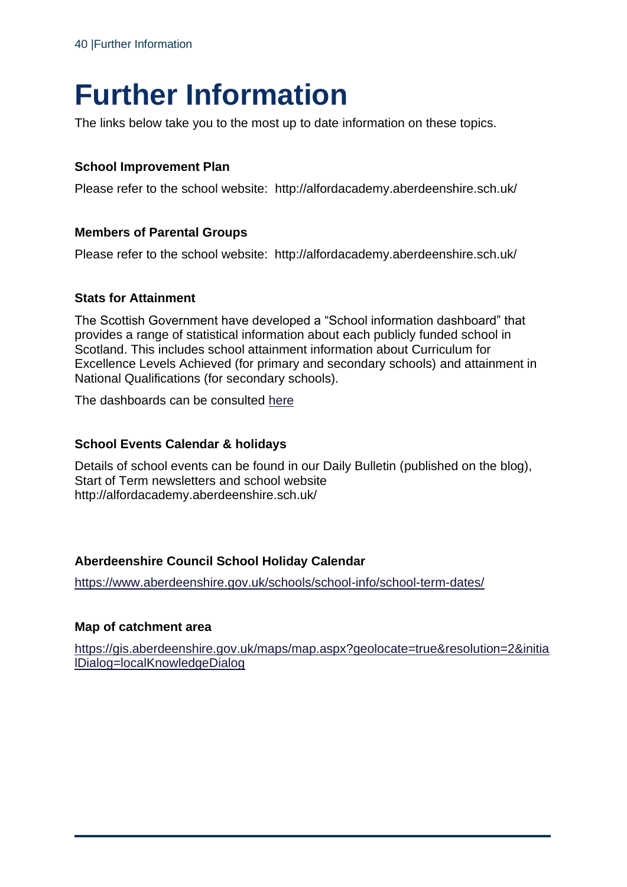# Further Information

The links below take you to the most up to date information on these topics.

### School Improvement Plan

Please refer to the school website: http://alfordacademy.aberdeenshire.sch.uk/

### Members of Parental Groups

Please refer to the school website: http://alfordacademy.aberdeenshire.sch.uk/

### Stats for Attainment

The Scottish Government have developed a "School information dashboard" that provides a range of statistical information about each publicly funded school in Scotland. This includes school attainment information about Curriculum for Excellence Levels Achieved (for primary and secondary schools) and attainment in National Qualifications (for secondary schools).

The dashboards can be consulted here

### School Events Calendar & holidays

Details of school events can be found in our Daily Bulletin (published on the blog), Start of Term newsletters and school website http://alfordacademy.aberdeenshire.sch.uk/

### Aberdeenshire Council School Holiday Calendar

https://www.aberdeenshire.gov.uk/schools/school-info/school-term-dates/

### Map of catchment area

https://gis.aberdeenshire.gov.uk/maps/map.aspx?geolocate=true&resolution=2&initialDialog=localKnowledgeDialog